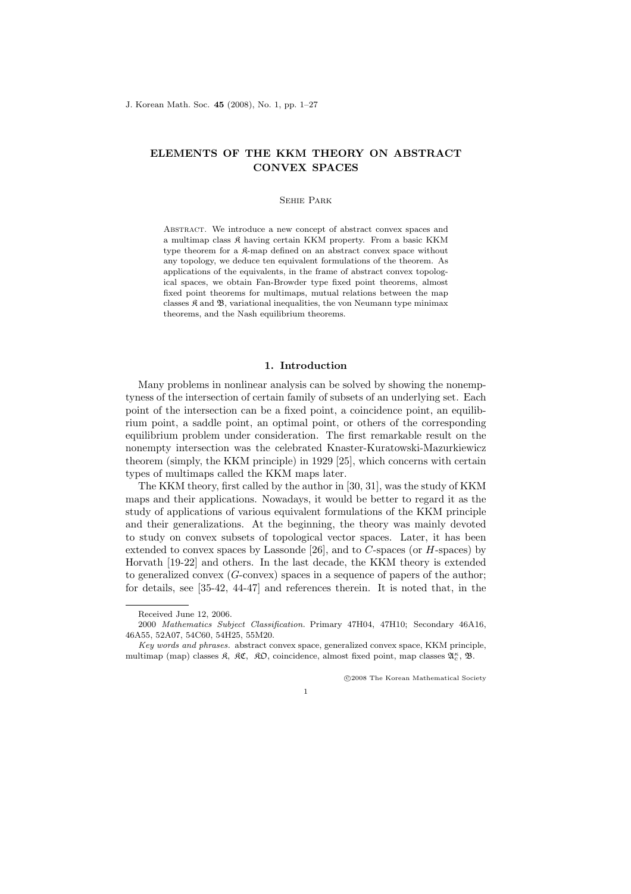# ELEMENTS OF THE KKM THEORY ON ABSTRACT CONVEX SPACES

Sehie Park

Abstract. We introduce a new concept of abstract convex spaces and a multimap class $\mathfrak{K}$ having certain KKM property. From a basic KKM type theorem for a $\mathfrak{K}$-map defined on an abstract convex space without any topology, we deduce ten equivalent formulations of the theorem. As applications of the equivalents, in the frame of abstract convex topological spaces, we obtain Fan-Browder type fixed point theorems, almost fixed point theorems for multimaps, mutual relations between the map classes $\mathfrak{K}$ and $\mathfrak{B}$, variational inequalities, the von Neumann type minimax theorems, and the Nash equilibrium theorems.

## 1. Introduction

Many problems in nonlinear analysis can be solved by showing the nonemptyness of the intersection of certain family of subsets of an underlying set. Each point of the intersection can be a fixed point, a coincidence point, an equilibrium point, a saddle point, an optimal point, or others of the corresponding equilibrium problem under consideration. The first remarkable result on the nonempty intersection was the celebrated Knaster-Kuratowski-Mazurkiewicz theorem (simply, the KKM principle) in 1929 [25], which concerns with certain types of multimaps called the KKM maps later.

The KKM theory, first called by the author in [30, 31], was the study of KKM maps and their applications. Nowadays, it would be better to regard it as the study of applications of various equivalent formulations of the KKM principle and their generalizations. At the beginning, the theory was mainly devoted to study on convex subsets of topological vector spaces. Later, it has been extended to convex spaces by Lassonde [26], and to $C$-spaces (or $H$-spaces) by Horvath [19-22] and others. In the last decade, the KKM theory is extended to generalized convex ($G$-convex) spaces in a sequence of papers of the author; for details, see [35-42, 44-47] and references therein. It is noted that, in the

---

Received June 12, 2006.

2000 *Mathematics Subject Classification.* Primary 47H04, 47H10; Secondary 46A16, 46A55, 52A07, 54C60, 54H25, 55M20.

*Key words and phrases.* abstract convex space, generalized convex space, KKM principle, multimap (map) classes $\mathfrak{K}$, $\mathfrak{KC}$, $\mathfrak{KO}$, coincidence, almost fixed point, map classes $\mathfrak{A}_c^\kappa$, $\mathfrak{B}$.

©2008 The Korean Mathematical Society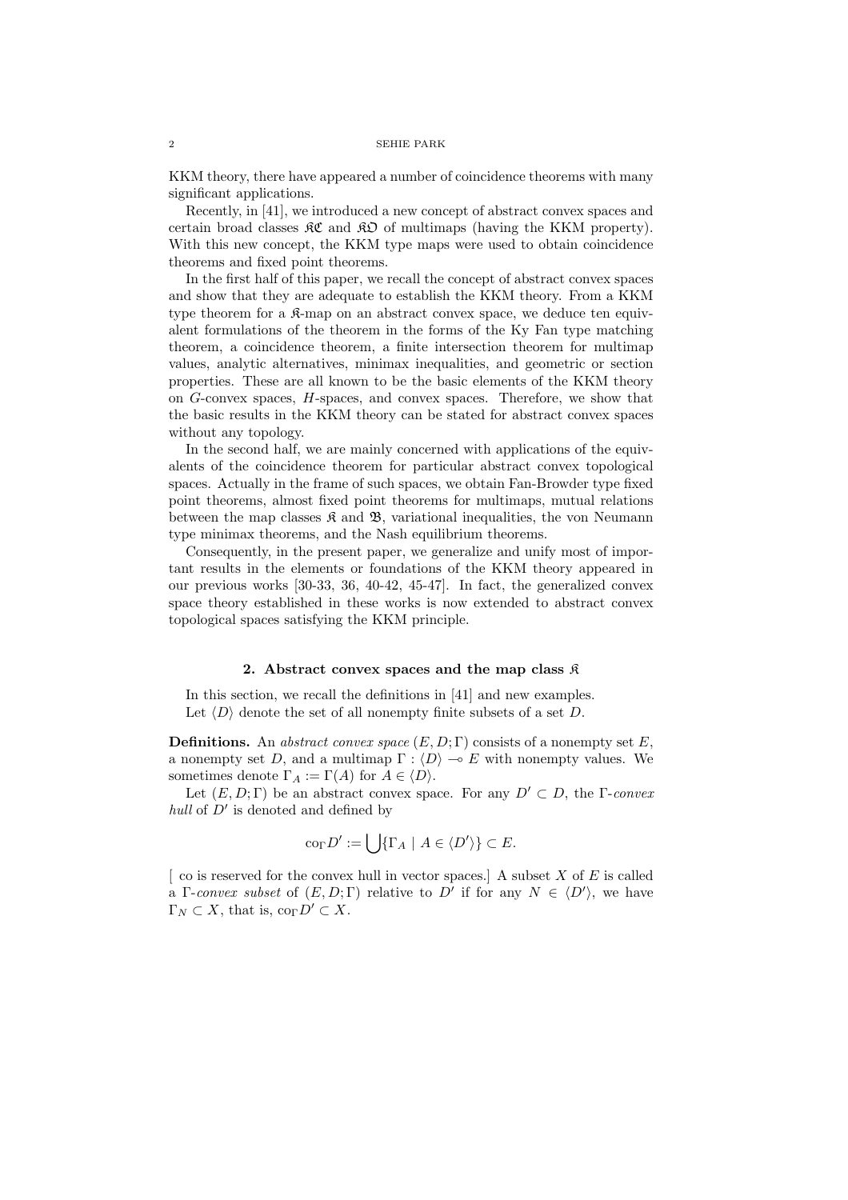KKM theory, there have appeared a number of coincidence theorems with many significant applications.

Recently, in [41], we introduced a new concept of abstract convex spaces and certain broad classes $\mathfrak{KC}$ and $\mathfrak{KO}$ of multimaps (having the KKM property). With this new concept, the KKM type maps were used to obtain coincidence theorems and fixed point theorems.

In the first half of this paper, we recall the concept of abstract convex spaces and show that they are adequate to establish the KKM theory. From a KKM type theorem for a $\mathfrak{K}$-map on an abstract convex space, we deduce ten equivalent formulations of the theorem in the forms of the Ky Fan type matching theorem, a coincidence theorem, a finite intersection theorem for multimap values, analytic alternatives, minimax inequalities, and geometric or section properties. These are all known to be the basic elements of the KKM theory on $G$-convex spaces, $H$-spaces, and convex spaces. Therefore, we show that the basic results in the KKM theory can be stated for abstract convex spaces without any topology.

In the second half, we are mainly concerned with applications of the equivalents of the coincidence theorem for particular abstract convex topological spaces. Actually in the frame of such spaces, we obtain Fan-Browder type fixed point theorems, almost fixed point theorems for multimaps, mutual relations between the map classes $\mathfrak{K}$ and $\mathfrak{B}$, variational inequalities, the von Neumann type minimax theorems, and the Nash equilibrium theorems.

Consequently, in the present paper, we generalize and unify most of important results in the elements or foundations of the KKM theory appeared in our previous works [30-33, 36, 40-42, 45-47]. In fact, the generalized convex space theory established in these works is now extended to abstract convex topological spaces satisfying the KKM principle.

## 2. Abstract convex spaces and the map class $\mathfrak{K}$

In this section, we recall the definitions in [41] and new examples.

Let $\langle D \rangle$ denote the set of all nonempty finite subsets of a set $D$.

**Definitions.** An *abstract convex space* $(E, D; \Gamma)$ consists of a nonempty set $E$, a nonempty set $D$, and a multimap $\Gamma : \langle D \rangle \multimap E$ with nonempty values. We sometimes denote $\Gamma_A := \Gamma(A)$ for $A \in \langle D \rangle$.

Let $(E, D; \Gamma)$ be an abstract convex space. For any $D' \subset D$, the $\Gamma$-*convex hull* of $D'$ is denoted and defined by

$$\mathrm{co}_\Gamma D' := \bigcup \{\Gamma_A \mid A \in \langle D' \rangle\} \subset E.$$

[ co is reserved for the convex hull in vector spaces.] A subset $X$ of $E$ is called a $\Gamma$-*convex subset* of $(E, D; \Gamma)$ relative to $D'$ if for any $N \in \langle D' \rangle$, we have $\Gamma_N \subset X$, that is, $\mathrm{co}_\Gamma D' \subset X$.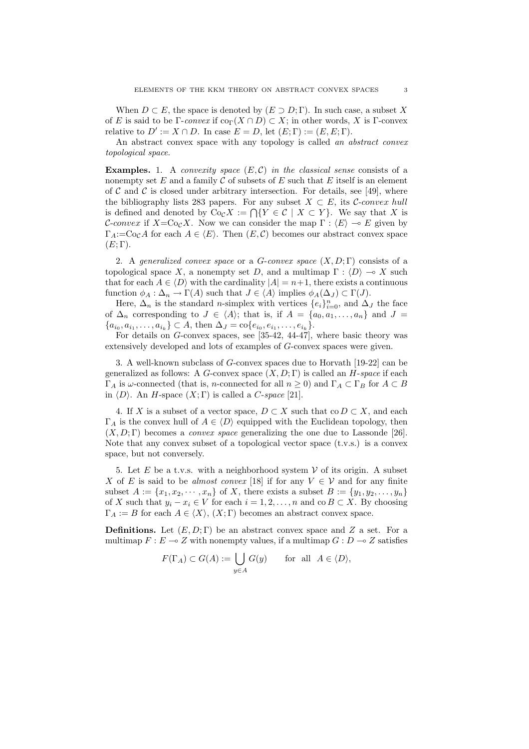When $D \subset E$, the space is denoted by $(E \supset D; \Gamma)$. In such case, a subset $X$ of $E$ is said to be *$\Gamma$-convex* if $\mathrm{co}_\Gamma(X \cap D) \subset X$; in other words, $X$ is $\Gamma$-convex relative to $D' := X \cap D$. In case $E = D$, let $(E; \Gamma) := (E, E; \Gamma)$.

An abstract convex space with any topology is called *an abstract convex topological space*.

**Examples.** 1. A *convexity space* $(E, \mathcal{C})$ *in the classical sense* consists of a nonempty set $E$ and a family $\mathcal{C}$ of subsets of $E$ such that $E$ itself is an element of $\mathcal{C}$ and $\mathcal{C}$ is closed under arbitrary intersection. For details, see [49], where the bibliography lists 283 papers. For any subset $X \subset E$, its *$\mathcal{C}$-convex hull* is defined and denoted by $\mathrm{Co}_\mathcal{C} X := \bigcap\{Y \in \mathcal{C} \mid X \subset Y\}$. We say that $X$ is *$\mathcal{C}$-convex* if $X = \mathrm{Co}_\mathcal{C} X$. Now we can consider the map $\Gamma : \langle E \rangle \multimap E$ given by $\Gamma_A := \mathrm{Co}_\mathcal{C} A$ for each $A \in \langle E \rangle$. Then $(E, \mathcal{C})$ becomes our abstract convex space $(E; \Gamma)$.

2. A *generalized convex space* or a *G-convex space* $(X, D; \Gamma)$ consists of a topological space $X$, a nonempty set $D$, and a multimap $\Gamma : \langle D \rangle \multimap X$ such that for each $A \in \langle D \rangle$ with the cardinality $|A| = n+1$, there exists a continuous function $\phi_A : \Delta_n \to \Gamma(A)$ such that $J \in \langle A \rangle$ implies $\phi_A(\Delta_J) \subset \Gamma(J)$.

Here, $\Delta_n$ is the standard $n$-simplex with vertices $\{e_i\}_{i=0}^n$, and $\Delta_J$ the face of $\Delta_n$ corresponding to $J \in \langle A \rangle$; that is, if $A = \{a_0, a_1, \ldots, a_n\}$ and $J = \{a_{i_0}, a_{i_1}, \ldots, a_{i_k}\} \subset A$, then $\Delta_J = \mathrm{co}\{e_{i_0}, e_{i_1}, \ldots, e_{i_k}\}$.

For details on $G$-convex spaces, see [35-42, 44-47], where basic theory was extensively developed and lots of examples of $G$-convex spaces were given.

3. A well-known subclass of $G$-convex spaces due to Horvath [19-22] can be generalized as follows: A $G$-convex space $(X, D; \Gamma)$ is called an *H-space* if each $\Gamma_A$ is $\omega$-connected (that is, $n$-connected for all $n \geq 0$) and $\Gamma_A \subset \Gamma_B$ for $A \subset B$ in $\langle D \rangle$. An $H$-space $(X; \Gamma)$ is called a *C-space* [21].

4. If $X$ is a subset of a vector space, $D \subset X$ such that $\mathrm{co}\, D \subset X$, and each $\Gamma_A$ is the convex hull of $A \in \langle D \rangle$ equipped with the Euclidean topology, then $(X, D; \Gamma)$ becomes a *convex space* generalizing the one due to Lassonde [26]. Note that any convex subset of a topological vector space (t.v.s.) is a convex space, but not conversely.

5. Let $E$ be a t.v.s. with a neighborhood system $\mathcal{V}$ of its origin. A subset $X$ of $E$ is said to be *almost convex* [18] if for any $V \in \mathcal{V}$ and for any finite subset $A := \{x_1, x_2, \cdots, x_n\}$ of $X$, there exists a subset $B := \{y_1, y_2, \ldots, y_n\}$ of $X$ such that $y_i - x_i \in V$ for each $i = 1, 2, \ldots, n$ and $\mathrm{co}\, B \subset X$. By choosing $\Gamma_A := B$ for each $A \in \langle X \rangle$, $(X; \Gamma)$ becomes an abstract convex space.

**Definitions.** Let $(E, D; \Gamma)$ be an abstract convex space and $Z$ a set. For a multimap $F : E \multimap Z$ with nonempty values, if a multimap $G : D \multimap Z$ satisfies

$$F(\Gamma_A) \subset G(A) := \bigcup_{y \in A} G(y) \qquad \text{for all} \quad A \in \langle D \rangle,$$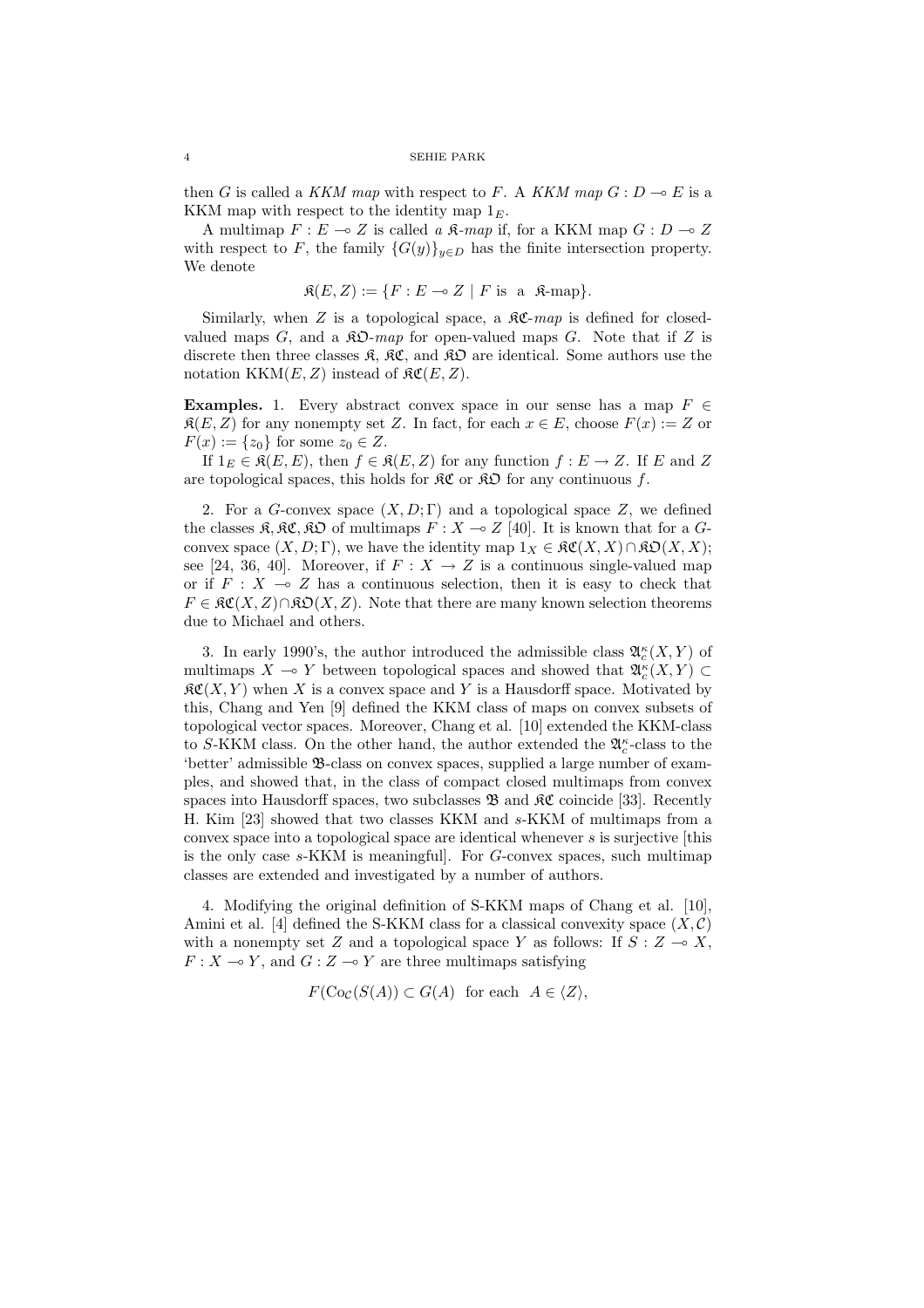then $G$ is called a *KKM map* with respect to $F$. A *KKM map* $G : D \multimap E$ is a KKM map with respect to the identity map $1_E$.

A multimap $F : E \multimap Z$ is called *a* $\mathfrak{K}$*-map* if, for a KKM map $G : D \multimap Z$ with respect to $F$, the family $\{G(y)\}_{y \in D}$ has the finite intersection property. We denote

$$\mathfrak{K}(E, Z) := \{F : E \multimap Z \mid F \text{ is a } \mathfrak{K}\text{-map}\}.$$

Similarly, when $Z$ is a topological space, a $\mathfrak{KC}$*-map* is defined for closed-valued maps $G$, and a $\mathfrak{KO}$*-map* for open-valued maps $G$. Note that if $Z$ is discrete then three classes $\mathfrak{K}$, $\mathfrak{KC}$, and $\mathfrak{KO}$ are identical. Some authors use the notation $\mathrm{KKM}(E, Z)$ instead of $\mathfrak{KC}(E, Z)$.

**Examples.** 1. Every abstract convex space in our sense has a map $F \in \mathfrak{K}(E, Z)$ for any nonempty set $Z$. In fact, for each $x \in E$, choose $F(x) := Z$ or $F(x) := \{z_0\}$ for some $z_0 \in Z$.

If $1_E \in \mathfrak{K}(E, E)$, then $f \in \mathfrak{K}(E, Z)$ for any function $f : E \to Z$. If $E$ and $Z$ are topological spaces, this holds for $\mathfrak{KC}$ or $\mathfrak{KO}$ for any continuous $f$.

2. For a $G$-convex space $(X, D; \Gamma)$ and a topological space $Z$, we defined the classes $\mathfrak{K}, \mathfrak{KC}, \mathfrak{KO}$ of multimaps $F : X \multimap Z$ [40]. It is known that for a $G$-convex space $(X, D; \Gamma)$, we have the identity map $1_X \in \mathfrak{KC}(X, X) \cap \mathfrak{KO}(X, X)$; see [24, 36, 40]. Moreover, if $F : X \to Z$ is a continuous single-valued map or if $F : X \multimap Z$ has a continuous selection, then it is easy to check that $F \in \mathfrak{KC}(X, Z) \cap \mathfrak{KO}(X, Z)$. Note that there are many known selection theorems due to Michael and others.

3. In early 1990's, the author introduced the admissible class $\mathfrak{A}_c^\kappa(X, Y)$ of multimaps $X \multimap Y$ between topological spaces and showed that $\mathfrak{A}_c^\kappa(X, Y) \subset \mathfrak{KC}(X, Y)$ when $X$ is a convex space and $Y$ is a Hausdorff space. Motivated by this, Chang and Yen [9] defined the KKM class of maps on convex subsets of topological vector spaces. Moreover, Chang et al. [10] extended the KKM-class to $S$-KKM class. On the other hand, the author extended the $\mathfrak{A}_c^\kappa$-class to the 'better' admissible $\mathfrak{B}$-class on convex spaces, supplied a large number of examples, and showed that, in the class of compact closed multimaps from convex spaces into Hausdorff spaces, two subclasses $\mathfrak{B}$ and $\mathfrak{KC}$ coincide [33]. Recently H. Kim [23] showed that two classes KKM and $s$-KKM of multimaps from a convex space into a topological space are identical whenever $s$ is surjective [this is the only case $s$-KKM is meaningful]. For $G$-convex spaces, such multimap classes are extended and investigated by a number of authors.

4. Modifying the original definition of S-KKM maps of Chang et al. [10], Amini et al. [4] defined the S-KKM class for a classical convexity space $(X, \mathcal{C})$ with a nonempty set $Z$ and a topological space $Y$ as follows: If $S : Z \multimap X$, $F : X \multimap Y$, and $G : Z \multimap Y$ are three multimaps satisfying

$$F(\mathrm{Co}_{\mathcal{C}}(S(A)) \subset G(A) \quad \text{for each} \quad A \in \langle Z \rangle,$$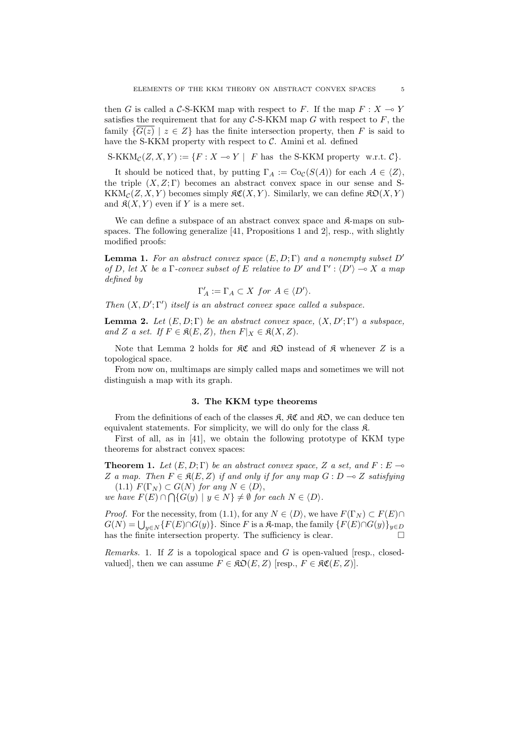then $G$ is called a $\mathcal{C}$-S-KKM map with respect to $F$. If the map $F : X \multimap Y$ satisfies the requirement that for any $\mathcal{C}$-S-KKM map $G$ with respect to $F$, the family $\{\overline{G(z)} \mid z \in Z\}$ has the finite intersection property, then $F$ is said to have the S-KKM property with respect to $\mathcal{C}$. Amini et al. defined

$$\text{S-KKM}_{\mathcal{C}}(Z, X, Y) := \{F : X \multimap Y \mid \ F \text{ has the S-KKM property w.r.t. } \mathcal{C}\}.$$

It should be noticed that, by putting $\Gamma_A := \mathrm{Co}_{\mathcal{C}}(S(A))$ for each $A \in \langle Z \rangle$, the triple $(X, Z; \Gamma)$ becomes an abstract convex space in our sense and S-KKM$_{\mathcal{C}}(Z, X, Y)$ becomes simply $\mathfrak{KC}(X, Y)$. Similarly, we can define $\mathfrak{KO}(X, Y)$ and $\mathfrak{K}(X, Y)$ even if $Y$ is a mere set.

We can define a subspace of an abstract convex space and $\mathfrak{K}$-maps on subspaces. The following generalize [41, Propositions 1 and 2], resp., with slightly modified proofs:

**Lemma 1.** *For an abstract convex space $(E, D; \Gamma)$ and a nonempty subset $D'$ of $D$, let $X$ be a $\Gamma$-convex subset of $E$ relative to $D'$ and $\Gamma' : \langle D' \rangle \multimap X$ a map defined by*

$$\Gamma'_A := \Gamma_A \subset X \ \ for \ A \in \langle D' \rangle.$$

*Then $(X, D'; \Gamma')$ itself is an abstract convex space called a subspace.*

**Lemma 2.** *Let $(E, D; \Gamma)$ be an abstract convex space, $(X, D'; \Gamma')$ a subspace, and $Z$ a set. If $F \in \mathfrak{K}(E, Z)$, then $F|_X \in \mathfrak{K}(X, Z)$.*

Note that Lemma 2 holds for $\mathfrak{KC}$ and $\mathfrak{KO}$ instead of $\mathfrak{K}$ whenever $Z$ is a topological space.

From now on, multimaps are simply called maps and sometimes we will not distinguish a map with its graph.

## 3. The KKM type theorems

From the definitions of each of the classes $\mathfrak{K}$, $\mathfrak{KC}$ and $\mathfrak{KO}$, we can deduce ten equivalent statements. For simplicity, we will do only for the class $\mathfrak{K}$.

First of all, as in [41], we obtain the following prototype of KKM type theorems for abstract convex spaces:

**Theorem 1.** *Let $(E, D; \Gamma)$ be an abstract convex space, $Z$ a set, and $F : E \multimap Z$ a map. Then $F \in \mathfrak{K}(E, Z)$ if and only if for any map $G : D \multimap Z$ satisfying*
(1.1) $F(\Gamma_N) \subset G(N)$ *for any* $N \in \langle D \rangle$,
*we have $F(E) \cap \bigcap\{G(y) \mid y \in N\} \neq \emptyset$ for each $N \in \langle D \rangle$.*

*Proof.* For the necessity, from (1.1), for any $N \in \langle D \rangle$, we have $F(\Gamma_N) \subset F(E) \cap G(N) = \bigcup_{y \in N}\{F(E) \cap G(y)\}$. Since $F$ is a $\mathfrak{K}$-map, the family $\{F(E) \cap G(y)\}_{y \in D}$ has the finite intersection property. The sufficiency is clear. $\square$

*Remarks.* 1. If $Z$ is a topological space and $G$ is open-valued [resp., closed-valued], then we can assume $F \in \mathfrak{KO}(E, Z)$ [resp., $F \in \mathfrak{KC}(E, Z)$].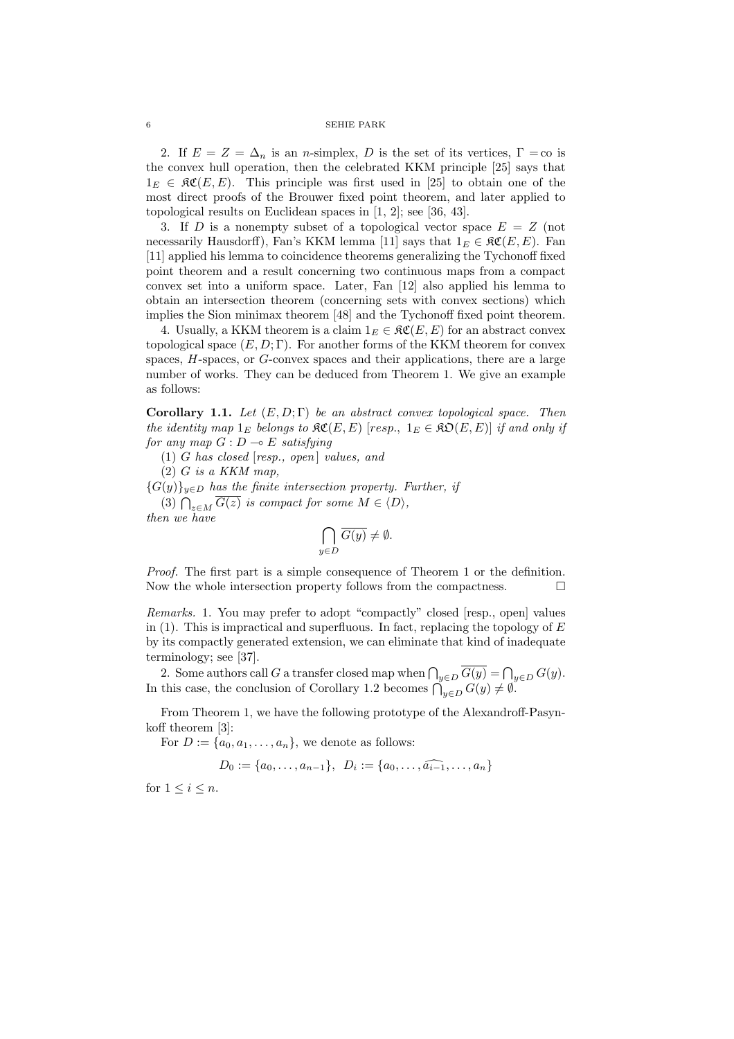2. If $E = Z = \Delta_n$ is an $n$-simplex, $D$ is the set of its vertices, $\Gamma = \text{co}$ is the convex hull operation, then the celebrated KKM principle [25] says that $1_E \in \mathfrak{KC}(E, E)$. This principle was first used in [25] to obtain one of the most direct proofs of the Brouwer fixed point theorem, and later applied to topological results on Euclidean spaces in [1, 2]; see [36, 43].

3. If $D$ is a nonempty subset of a topological vector space $E = Z$ (not necessarily Hausdorff), Fan's KKM lemma [11] says that $1_E \in \mathfrak{KC}(E, E)$. Fan [11] applied his lemma to coincidence theorems generalizing the Tychonoff fixed point theorem and a result concerning two continuous maps from a compact convex set into a uniform space. Later, Fan [12] also applied his lemma to obtain an intersection theorem (concerning sets with convex sections) which implies the Sion minimax theorem [48] and the Tychonoff fixed point theorem.

4. Usually, a KKM theorem is a claim $1_E \in \mathfrak{KC}(E, E)$ for an abstract convex topological space $(E, D; \Gamma)$. For another forms of the KKM theorem for convex spaces, $H$-spaces, or $G$-convex spaces and their applications, there are a large number of works. They can be deduced from Theorem 1. We give an example as follows:

**Corollary 1.1.** *Let $(E, D; \Gamma)$ be an abstract convex topological space. Then the identity map $1_E$ belongs to $\mathfrak{KC}(E, E)$ [resp., $1_E \in \mathfrak{KO}(E, E)$] if and only if for any map $G : D \multimap E$ satisfying*

*(1) $G$ has closed [resp., open] values, and*

*(2) $G$ is a KKM map,*

*$\{G(y)\}_{y \in D}$ has the finite intersection property. Further, if*

*(3) $\bigcap_{z \in M} \overline{G(z)}$ is compact for some $M \in \langle D \rangle$,*

*then we have*

$$\bigcap_{y \in D} \overline{G(y)} \neq \emptyset.$$

*Proof.* The first part is a simple consequence of Theorem 1 or the definition. Now the whole intersection property follows from the compactness. □

*Remarks.* 1. You may prefer to adopt "compactly" closed [resp., open] values in (1). This is impractical and superfluous. In fact, replacing the topology of $E$ by its compactly generated extension, we can eliminate that kind of inadequate terminology; see [37].

2. Some authors call $G$ a transfer closed map when $\bigcap_{y \in D} \overline{G(y)} = \bigcap_{y \in D} G(y)$. In this case, the conclusion of Corollary 1.2 becomes $\bigcap_{y \in D} G(y) \neq \emptyset$.

From Theorem 1, we have the following prototype of the Alexandroff-Pasynkoff theorem [3]:

For $D := \{a_0, a_1, \ldots, a_n\}$, we denote as follows:

$$D_0 := \{a_0, \ldots, a_{n-1}\}, \;\; D_i := \{a_0, \ldots, \widehat{a_{i-1}}, \ldots, a_n\}$$

for $1 \leq i \leq n$.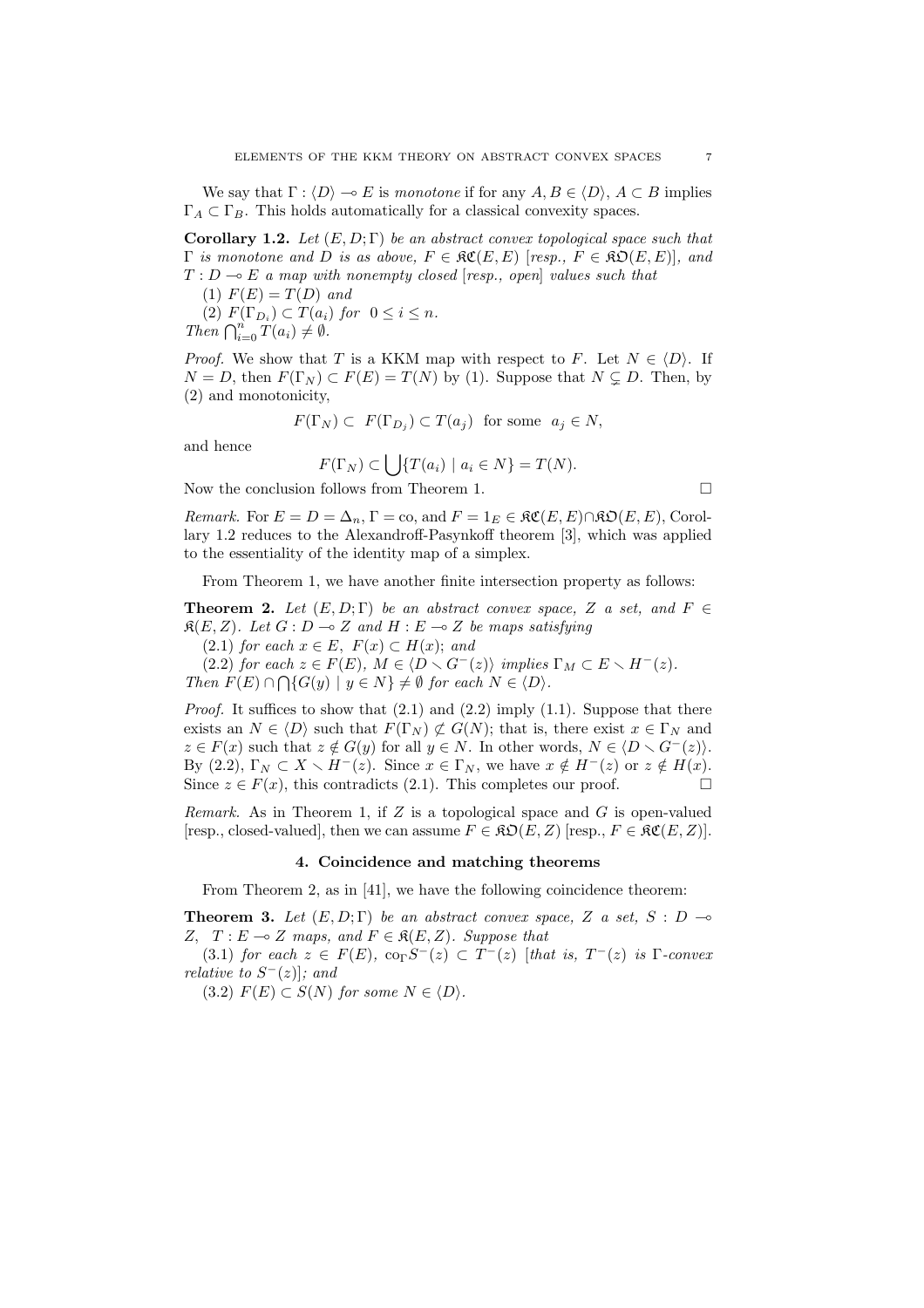We say that $\Gamma : \langle D \rangle \multimap E$ is *monotone* if for any $A, B \in \langle D \rangle$, $A \subset B$ implies $\Gamma_A \subset \Gamma_B$. This holds automatically for a classical convexity spaces.

**Corollary 1.2.** *Let $(E, D; \Gamma)$ be an abstract convex topological space such that $\Gamma$ is monotone and $D$ is as above, $F \in \mathfrak{KC}(E, E)$ [resp., $F \in \mathfrak{KO}(E, E)$], and $T : D \multimap E$ a map with nonempty closed [resp., open] values such that*

(1) *$F(E) = T(D)$ and*

(2) *$F(\Gamma_{D_i}) \subset T(a_i)$ for $0 \leq i \leq n$.*

*Then $\bigcap_{i=0}^{n} T(a_i) \neq \emptyset$.*

*Proof.* We show that $T$ is a KKM map with respect to $F$. Let $N \in \langle D \rangle$. If $N = D$, then $F(\Gamma_N) \subset F(E) = T(N)$ by (1). Suppose that $N \subsetneq D$. Then, by (2) and monotonicity,

$$F(\Gamma_N) \subset \; F(\Gamma_{D_j}) \subset T(a_j) \;\; \text{for some} \;\; a_j \in N,$$

and hence

$$F(\Gamma_N) \subset \bigcup \{T(a_i) \mid a_i \in N\} = T(N).$$

Now the conclusion follows from Theorem 1. □

*Remark.* For $E = D = \Delta_n$, $\Gamma = \text{co}$, and $F = 1_E \in \mathfrak{KC}(E, E) \cap \mathfrak{KO}(E, E)$, Corollary 1.2 reduces to the Alexandroff-Pasynkoff theorem [3], which was applied to the essentiality of the identity map of a simplex.

From Theorem 1, we have another finite intersection property as follows:

**Theorem 2.** *Let $(E, D; \Gamma)$ be an abstract convex space, $Z$ a set, and $F \in \mathfrak{K}(E, Z)$. Let $G : D \multimap Z$ and $H : E \multimap Z$ be maps satisfying*

(2.1) *for each $x \in E$, $F(x) \subset H(x)$; and*

(2.2) *for each $z \in F(E)$, $M \in \langle D \setminus G^-(z) \rangle$ implies $\Gamma_M \subset E \setminus H^-(z)$.*

*Then $F(E) \cap \bigcap \{G(y) \mid y \in N\} \neq \emptyset$ for each $N \in \langle D \rangle$.*

*Proof.* It suffices to show that (2.1) and (2.2) imply (1.1). Suppose that there exists an $N \in \langle D \rangle$ such that $F(\Gamma_N) \not\subset G(N)$; that is, there exist $x \in \Gamma_N$ and $z \in F(x)$ such that $z \notin G(y)$ for all $y \in N$. In other words, $N \in \langle D \setminus G^-(z) \rangle$. By (2.2), $\Gamma_N \subset X \setminus H^-(z)$. Since $x \in \Gamma_N$, we have $x \notin H^-(z)$ or $z \notin H(x)$. Since $z \in F(x)$, this contradicts (2.1). This completes our proof. □

*Remark.* As in Theorem 1, if $Z$ is a topological space and $G$ is open-valued [resp., closed-valued], then we can assume $F \in \mathfrak{KO}(E, Z)$ [resp., $F \in \mathfrak{KC}(E, Z)$].

## 4. Coincidence and matching theorems

From Theorem 2, as in [41], we have the following coincidence theorem:

**Theorem 3.** *Let $(E, D; \Gamma)$ be an abstract convex space, $Z$ a set, $S : D \multimap Z$, $T : E \multimap Z$ maps, and $F \in \mathfrak{K}(E, Z)$. Suppose that*

(3.1) *for each $z \in F(E)$, $\text{co}_\Gamma S^-(z) \subset T^-(z)$ [that is, $T^-(z)$ is $\Gamma$-convex relative to $S^-(z)$]; and*

(3.2) *$F(E) \subset S(N)$ for some $N \in \langle D \rangle$.*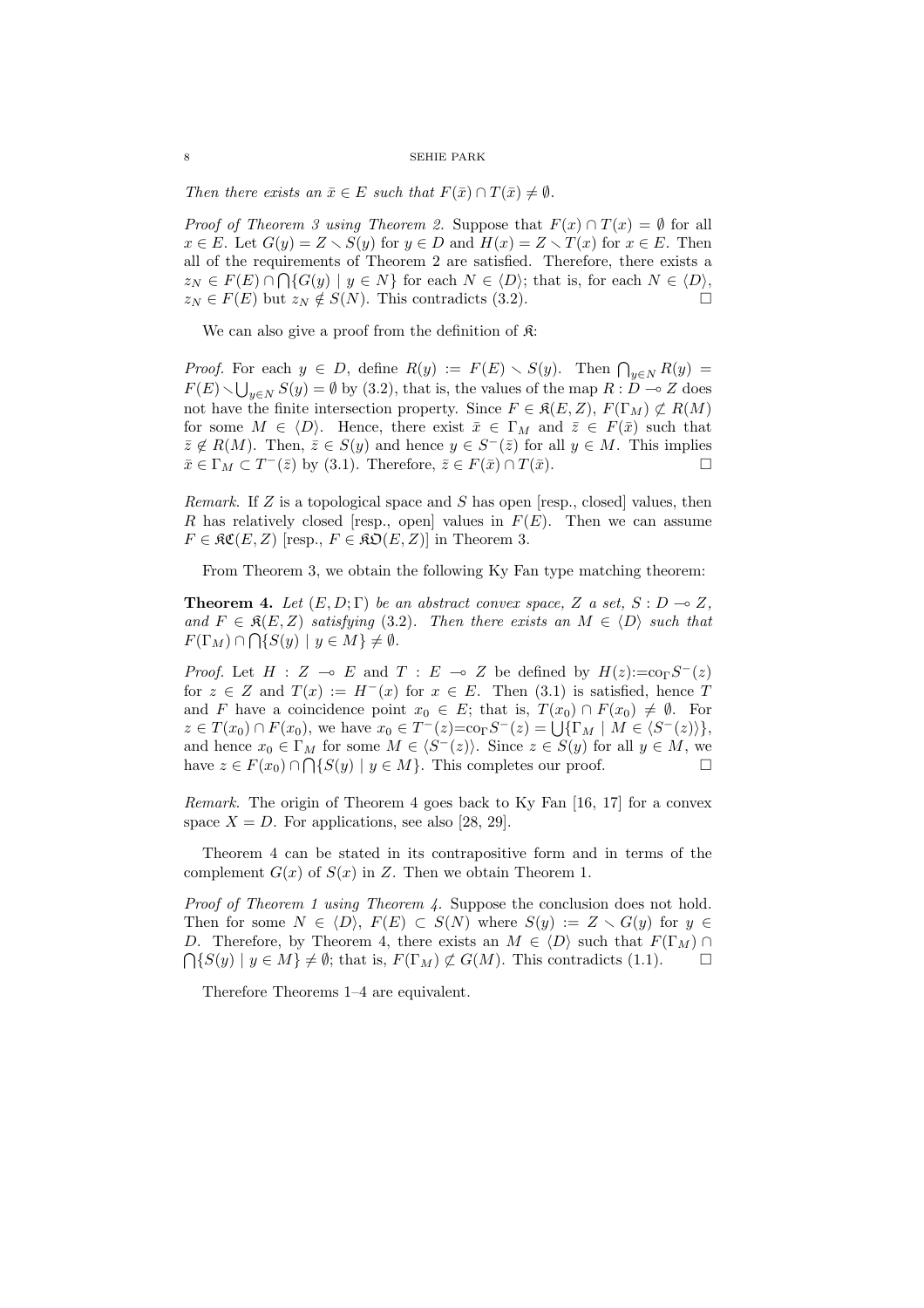*Then there exists an $\bar{x} \in E$ such that $F(\bar{x}) \cap T(\bar{x}) \neq \emptyset$.*

*Proof of Theorem 3 using Theorem 2.* Suppose that $F(x) \cap T(x) = \emptyset$ for all $x \in E$. Let $G(y) = Z \setminus S(y)$ for $y \in D$ and $H(x) = Z \setminus T(x)$ for $x \in E$. Then all of the requirements of Theorem 2 are satisfied. Therefore, there exists a $z_N \in F(E) \cap \bigcap \{G(y) \mid y \in N\}$ for each $N \in \langle D \rangle$; that is, for each $N \in \langle D \rangle$, $z_N \in F(E)$ but $z_N \notin S(N)$. This contradicts (3.2). $\square$

We can also give a proof from the definition of $\mathfrak{K}$:

*Proof.* For each $y \in D$, define $R(y) := F(E) \setminus S(y)$. Then $\bigcap_{y \in N} R(y) = F(E) \setminus \bigcup_{y \in N} S(y) = \emptyset$ by (3.2), that is, the values of the map $R : D \multimap Z$ does not have the finite intersection property. Since $F \in \mathfrak{K}(E, Z)$, $F(\Gamma_M) \not\subset R(M)$ for some $M \in \langle D \rangle$. Hence, there exist $\bar{x} \in \Gamma_M$ and $\bar{z} \in F(\bar{x})$ such that $\bar{z} \notin R(M)$. Then, $\bar{z} \in S(y)$ and hence $y \in S^-(\bar{z})$ for all $y \in M$. This implies $\bar{x} \in \Gamma_M \subset T^-(\bar{z})$ by (3.1). Therefore, $\bar{z} \in F(\bar{x}) \cap T(\bar{x})$. $\square$

*Remark.* If $Z$ is a topological space and $S$ has open [resp., closed] values, then $R$ has relatively closed [resp., open] values in $F(E)$. Then we can assume $F \in \mathfrak{KC}(E, Z)$ [resp., $F \in \mathfrak{KO}(E, Z)$] in Theorem 3.

From Theorem 3, we obtain the following Ky Fan type matching theorem:

**Theorem 4.** *Let $(E, D; \Gamma)$ be an abstract convex space, $Z$ a set, $S : D \multimap Z$, and $F \in \mathfrak{K}(E, Z)$ satisfying (3.2). Then there exists an $M \in \langle D \rangle$ such that $F(\Gamma_M) \cap \bigcap \{S(y) \mid y \in M\} \neq \emptyset$.*

*Proof.* Let $H : Z \multimap E$ and $T : E \multimap Z$ be defined by $H(z) := \mathrm{co}_\Gamma S^-(z)$ for $z \in Z$ and $T(x) := H^-(x)$ for $x \in E$. Then (3.1) is satisfied, hence $T$ and $F$ have a coincidence point $x_0 \in E$; that is, $T(x_0) \cap F(x_0) \neq \emptyset$. For $z \in T(x_0) \cap F(x_0)$, we have $x_0 \in T^-(z) = \mathrm{co}_\Gamma S^-(z) = \bigcup \{\Gamma_M \mid M \in \langle S^-(z) \rangle\}$, and hence $x_0 \in \Gamma_M$ for some $M \in \langle S^-(z) \rangle$. Since $z \in S(y)$ for all $y \in M$, we have $z \in F(x_0) \cap \bigcap \{S(y) \mid y \in M\}$. This completes our proof. $\square$

*Remark.* The origin of Theorem 4 goes back to Ky Fan [16, 17] for a convex space $X = D$. For applications, see also [28, 29].

Theorem 4 can be stated in its contrapositive form and in terms of the complement $G(x)$ of $S(x)$ in $Z$. Then we obtain Theorem 1.

*Proof of Theorem 1 using Theorem 4.* Suppose the conclusion does not hold. Then for some $N \in \langle D \rangle$, $F(E) \subset S(N)$ where $S(y) := Z \setminus G(y)$ for $y \in D$. Therefore, by Theorem 4, there exists an $M \in \langle D \rangle$ such that $F(\Gamma_M) \cap \bigcap \{S(y) \mid y \in M\} \neq \emptyset$; that is, $F(\Gamma_M) \not\subset G(M)$. This contradicts (1.1). $\square$

Therefore Theorems 1–4 are equivalent.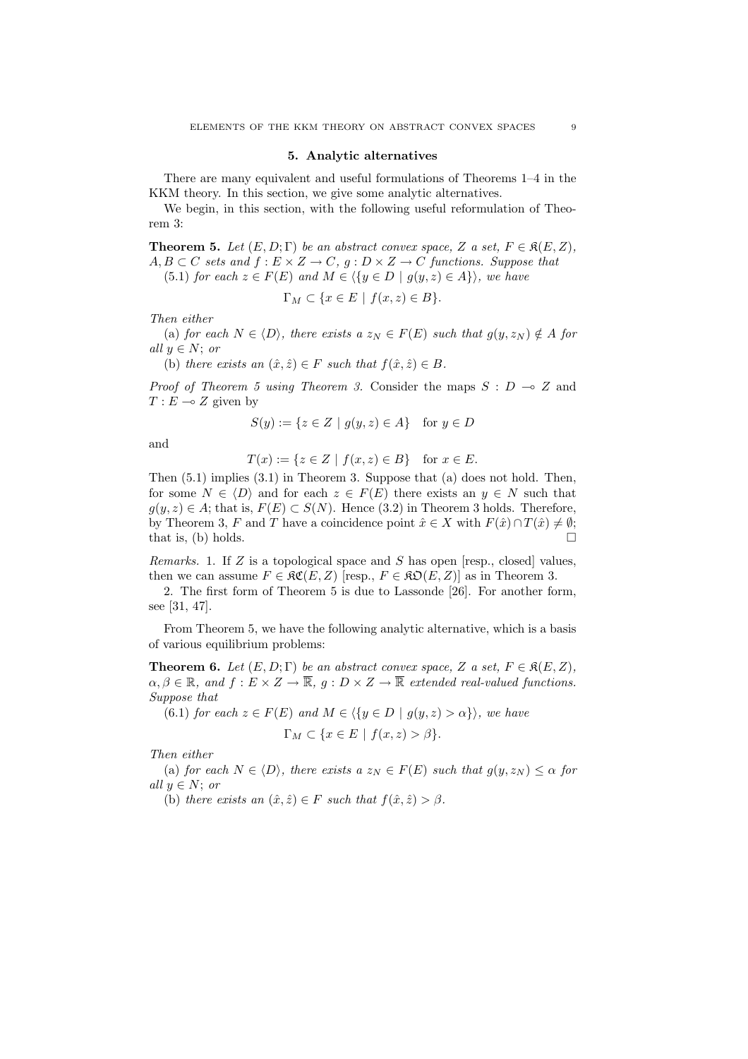## 5. Analytic alternatives

There are many equivalent and useful formulations of Theorems 1–4 in the KKM theory. In this section, we give some analytic alternatives.

We begin, in this section, with the following useful reformulation of Theorem 3:

**Theorem 5.** *Let $(E, D; \Gamma)$ be an abstract convex space, $Z$ a set, $F \in \mathfrak{K}(E, Z)$, $A, B \subset C$ sets and $f : E \times Z \to C$, $g : D \times Z \to C$ functions. Suppose that*

(5.1) *for each $z \in F(E)$ and $M \in \langle \{y \in D \mid g(y, z) \in A\} \rangle$, we have*

$$\Gamma_M \subset \{x \in E \mid f(x, z) \in B\}.$$

*Then either*

(a) *for each $N \in \langle D \rangle$, there exists a $z_N \in F(E)$ such that $g(y, z_N) \notin A$ for all $y \in N$; or*

(b) *there exists an $(\hat{x}, \hat{z}) \in F$ such that $f(\hat{x}, \hat{z}) \in B$.*

*Proof of Theorem 5 using Theorem 3.* Consider the maps $S : D \multimap Z$ and $T : E \multimap Z$ given by

$$S(y) := \{z \in Z \mid g(y, z) \in A\} \quad \text{for } y \in D$$

and

$$T(x) := \{z \in Z \mid f(x, z) \in B\} \quad \text{for } x \in E.$$

Then (5.1) implies (3.1) in Theorem 3. Suppose that (a) does not hold. Then, for some $N \in \langle D \rangle$ and for each $z \in F(E)$ there exists an $y \in N$ such that $g(y, z) \in A$; that is, $F(E) \subset S(N)$. Hence (3.2) in Theorem 3 holds. Therefore, by Theorem 3, $F$ and $T$ have a coincidence point $\hat{x} \in X$ with $F(\hat{x}) \cap T(\hat{x}) \neq \emptyset$; that is, (b) holds. □

*Remarks.* 1. If $Z$ is a topological space and $S$ has open [resp., closed] values, then we can assume $F \in \mathfrak{KC}(E, Z)$ [resp., $F \in \mathfrak{KO}(E, Z)$] as in Theorem 3.

2. The first form of Theorem 5 is due to Lassonde [26]. For another form, see [31, 47].

From Theorem 5, we have the following analytic alternative, which is a basis of various equilibrium problems:

**Theorem 6.** *Let $(E, D; \Gamma)$ be an abstract convex space, $Z$ a set, $F \in \mathfrak{K}(E, Z)$, $\alpha, \beta \in \mathbb{R}$, and $f : E \times Z \to \overline{\mathbb{R}}$, $g : D \times Z \to \overline{\mathbb{R}}$ extended real-valued functions. Suppose that*

(6.1) *for each $z \in F(E)$ and $M \in \langle \{y \in D \mid g(y, z) > \alpha\} \rangle$, we have*

$$\Gamma_M \subset \{x \in E \mid f(x, z) > \beta\}.$$

*Then either*

(a) *for each $N \in \langle D \rangle$, there exists a $z_N \in F(E)$ such that $g(y, z_N) \leq \alpha$ for all $y \in N$; or*

(b) *there exists an $(\hat{x}, \hat{z}) \in F$ such that $f(\hat{x}, \hat{z}) > \beta$.*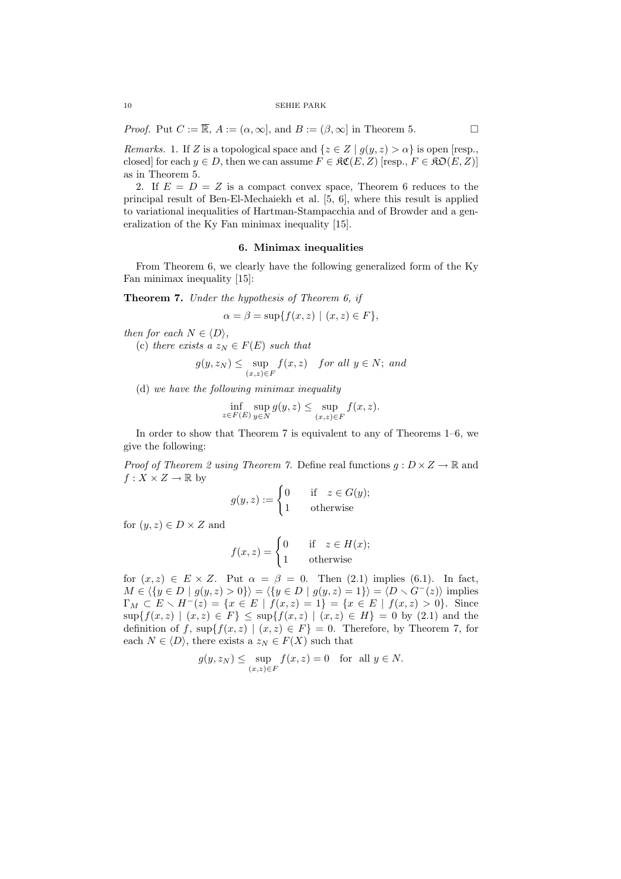*Proof.* Put $C := \overline{\mathbb{R}}$, $A := (\alpha, \infty]$, and $B := (\beta, \infty]$ in Theorem 5. □

*Remarks.* 1. If $Z$ is a topological space and $\{z \in Z \mid g(y,z) > \alpha\}$ is open [resp., closed] for each $y \in D$, then we can assume $F \in \mathfrak{KC}(E,Z)$ [resp., $F \in \mathfrak{KO}(E,Z)$] as in Theorem 5.

2. If $E = D = Z$ is a compact convex space, Theorem 6 reduces to the principal result of Ben-El-Mechaiekh et al. [5, 6], where this result is applied to variational inequalities of Hartman-Stampacchia and of Browder and a generalization of the Ky Fan minimax inequality [15].

## 6. Minimax inequalities

From Theorem 6, we clearly have the following generalized form of the Ky Fan minimax inequality [15]:

**Theorem 7.** *Under the hypothesis of Theorem 6, if*

$$\alpha = \beta = \sup\{f(x,z) \mid (x,z) \in F\},$$

*then for each $N \in \langle D \rangle$,*

(c) *there exists a $z_N \in F(E)$ such that*

$$g(y, z_N) \leq \sup_{(x,z)\in F} f(x,z) \quad \textit{for all } y \in N; \textit{ and}$$

(d) *we have the following minimax inequality*

$$\inf_{z\in F(E)} \sup_{y\in N} g(y,z) \leq \sup_{(x,z)\in F} f(x,z).$$

In order to show that Theorem 7 is equivalent to any of Theorems 1–6, we give the following:

*Proof of Theorem 2 using Theorem 7.* Define real functions $g : D \times Z \to \mathbb{R}$ and $f : X \times Z \to \mathbb{R}$ by

$$g(y,z) := \begin{cases} 0 & \text{if } \quad z \in G(y); \\ 1 & \text{otherwise} \end{cases}$$

for $(y,z) \in D \times Z$ and

$$f(x,z) = \begin{cases} 0 & \text{if } \quad z \in H(x); \\ 1 & \text{otherwise} \end{cases}$$

for $(x,z) \in E \times Z$. Put $\alpha = \beta = 0$. Then (2.1) implies (6.1). In fact, $M \in \langle \{y \in D \mid g(y,z) > 0\} \rangle = \langle \{y \in D \mid g(y,z) = 1\} \rangle = \langle D \smallsetminus G^-(z) \rangle$ implies $\Gamma_M \subset E \smallsetminus H^-(z) = \{x \in E \mid f(x,z) = 1\} = \{x \in E \mid f(x,z) > 0\}$. Since $\sup\{f(x,z) \mid (x,z) \in F\} \leq \sup\{f(x,z) \mid (x,z) \in H\} = 0$ by (2.1) and the definition of $f$, $\sup\{f(x,z) \mid (x,z) \in F\} = 0$. Therefore, by Theorem 7, for each $N \in \langle D \rangle$, there exists a $z_N \in F(X)$ such that

$$g(y, z_N) \leq \sup_{(x,z)\in F} f(x,z) = 0 \quad \text{for all } y \in N.$$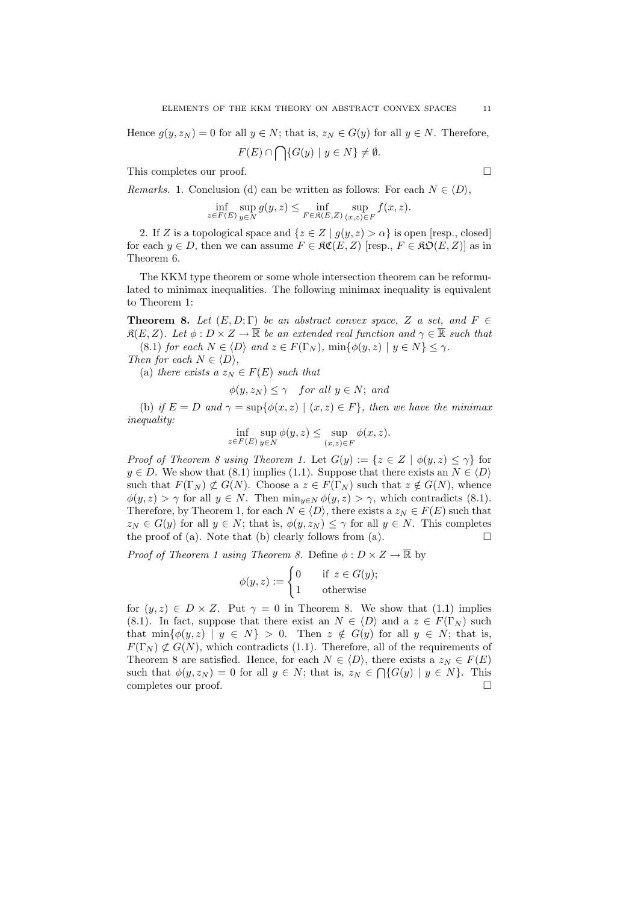Hence $g(y, z_N) = 0$ for all $y \in N$; that is, $z_N \in G(y)$ for all $y \in N$. Therefore,

$$F(E) \cap \bigcap\{G(y) \mid y \in N\} \neq \emptyset.$$

This completes our proof. $\square$

*Remarks.* 1. Conclusion (d) can be written as follows: For each $N \in \langle D \rangle$,

$$\inf_{z \in F(E)} \sup_{y \in N} g(y, z) \leq \inf_{F \in \mathfrak{K}(E,Z)} \sup_{(x,z) \in F} f(x, z).$$

2. If $Z$ is a topological space and $\{z \in Z \mid g(y, z) > \alpha\}$ is open [resp., closed] for each $y \in D$, then we can assume $F \in \mathfrak{KC}(E, Z)$ [resp., $F \in \mathfrak{KO}(E, Z)$] as in Theorem 6.

The KKM type theorem or some whole intersection theorem can be reformulated to minimax inequalities. The following minimax inequality is equivalent to Theorem 1:

**Theorem 8.** *Let $(E, D; \Gamma)$ be an abstract convex space, $Z$ a set, and $F \in \mathfrak{K}(E, Z)$. Let $\phi : D \times Z \to \overline{\mathbb{R}}$ be an extended real function and $\gamma \in \overline{\mathbb{R}}$ such that*

(8.1) *for each $N \in \langle D \rangle$ and $z \in F(\Gamma_N)$, $\min\{\phi(y, z) \mid y \in N\} \leq \gamma$.*

*Then for each $N \in \langle D \rangle$,*

(a) *there exists a $z_N \in F(E)$ such that*

$$\phi(y, z_N) \leq \gamma \quad \textit{for all } y \in N; \textit{ and}$$

(b) *if $E = D$ and $\gamma = \sup\{\phi(x, z) \mid (x, z) \in F\}$, then we have the minimax inequality:*

$$\inf_{z \in F(E)} \sup_{y \in N} \phi(y, z) \leq \sup_{(x,z) \in F} \phi(x, z).$$

*Proof of Theorem 8 using Theorem 1.* Let $G(y) := \{z \in Z \mid \phi(y, z) \leq \gamma\}$ for $y \in D$. We show that (8.1) implies (1.1). Suppose that there exists an $N \in \langle D \rangle$ such that $F(\Gamma_N) \not\subset G(N)$. Choose a $z \in F(\Gamma_N)$ such that $z \notin G(N)$, whence $\phi(y, z) > \gamma$ for all $y \in N$. Then $\min_{y \in N} \phi(y, z) > \gamma$, which contradicts (8.1). Therefore, by Theorem 1, for each $N \in \langle D \rangle$, there exists a $z_N \in F(E)$ such that $z_N \in G(y)$ for all $y \in N$; that is, $\phi(y, z_N) \leq \gamma$ for all $y \in N$. This completes the proof of (a). Note that (b) clearly follows from (a). $\square$

*Proof of Theorem 1 using Theorem 8.* Define $\phi : D \times Z \to \overline{\mathbb{R}}$ by

$$\phi(y, z) := \begin{cases} 0 & \text{if } z \in G(y); \\ 1 & \text{otherwise} \end{cases}$$

for $(y, z) \in D \times Z$. Put $\gamma = 0$ in Theorem 8. We show that (1.1) implies (8.1). In fact, suppose that there exist an $N \in \langle D \rangle$ and a $z \in F(\Gamma_N)$ such that $\min\{\phi(y, z) \mid y \in N\} > 0$. Then $z \notin G(y)$ for all $y \in N$; that is, $F(\Gamma_N) \not\subset G(N)$, which contradicts (1.1). Therefore, all of the requirements of Theorem 8 are satisfied. Hence, for each $N \in \langle D \rangle$, there exists a $z_N \in F(E)$ such that $\phi(y, z_N) = 0$ for all $y \in N$; that is, $z_N \in \bigcap\{G(y) \mid y \in N\}$. This completes our proof. $\square$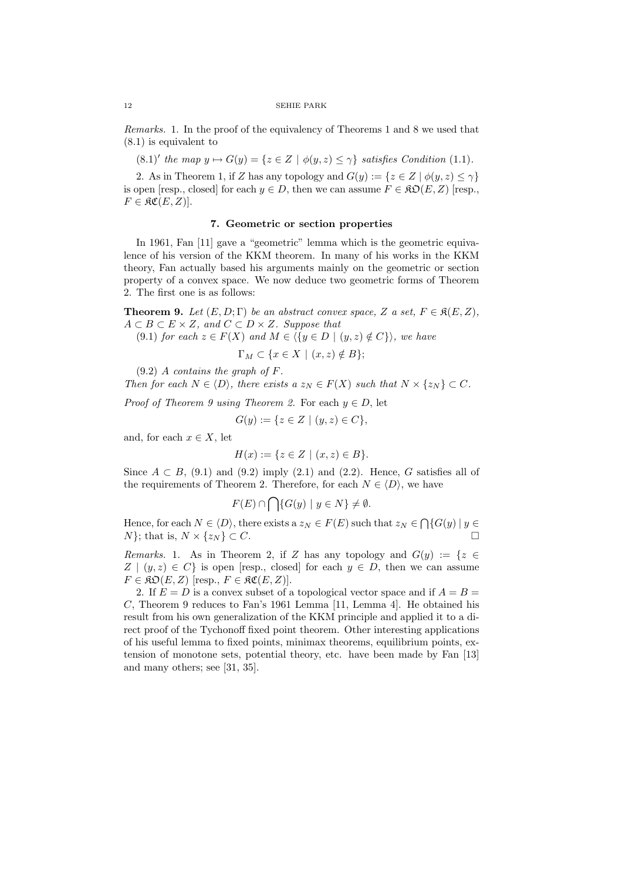*Remarks.* 1. In the proof of the equivalency of Theorems 1 and 8 we used that (8.1) is equivalent to

(8.1)′ *the map* $y \mapsto G(y) = \{z \in Z \mid \phi(y,z) \leq \gamma\}$ *satisfies Condition* (1.1).

2. As in Theorem 1, if $Z$ has any topology and $G(y) := \{z \in Z \mid \phi(y,z) \leq \gamma\}$ is open [resp., closed] for each $y \in D$, then we can assume $F \in \mathfrak{KO}(E,Z)$ [resp., $F \in \mathfrak{KC}(E,Z)$].

## 7. Geometric or section properties

In 1961, Fan [11] gave a "geometric" lemma which is the geometric equivalence of his version of the KKM theorem. In many of his works in the KKM theory, Fan actually based his arguments mainly on the geometric or section property of a convex space. We now deduce two geometric forms of Theorem 2. The first one is as follows:

**Theorem 9.** *Let* $(E, D; \Gamma)$ *be an abstract convex space,* $Z$ *a set,* $F \in \mathfrak{K}(E,Z)$*,* $A \subset B \subset E \times Z$*, and* $C \subset D \times Z$*. Suppose that*

(9.1) *for each* $z \in F(X)$ *and* $M \in \langle \{y \in D \mid (y,z) \notin C\} \rangle$*, we have*

$$\Gamma_M \subset \{x \in X \mid (x,z) \notin B\};$$

(9.2) *A contains the graph of* $F$*.*

*Then for each* $N \in \langle D \rangle$*, there exists a* $z_N \in F(X)$ *such that* $N \times \{z_N\} \subset C$*.*

*Proof of Theorem 9 using Theorem 2.* For each $y \in D$, let

$$G(y) := \{z \in Z \mid (y,z) \in C\},$$

and, for each $x \in X$, let

$$H(x) := \{z \in Z \mid (x,z) \in B\}.$$

Since $A \subset B$, (9.1) and (9.2) imply (2.1) and (2.2). Hence, $G$ satisfies all of the requirements of Theorem 2. Therefore, for each $N \in \langle D \rangle$, we have

$$F(E) \cap \bigcap \{G(y) \mid y \in N\} \neq \emptyset.$$

Hence, for each $N \in \langle D \rangle$, there exists a $z_N \in F(E)$ such that $z_N \in \bigcap \{G(y) \mid y \in N\}$; that is, $N \times \{z_N\} \subset C$. □

*Remarks.* 1. As in Theorem 2, if $Z$ has any topology and $G(y) := \{z \in Z \mid (y,z) \in C\}$ is open [resp., closed] for each $y \in D$, then we can assume $F \in \mathfrak{KO}(E,Z)$ [resp., $F \in \mathfrak{KC}(E,Z)$].

2. If $E = D$ is a convex subset of a topological vector space and if $A = B = C$, Theorem 9 reduces to Fan's 1961 Lemma [11, Lemma 4]. He obtained his result from his own generalization of the KKM principle and applied it to a direct proof of the Tychonoff fixed point theorem. Other interesting applications of his useful lemma to fixed points, minimax theorems, equilibrium points, extension of monotone sets, potential theory, etc. have been made by Fan [13] and many others; see [31, 35].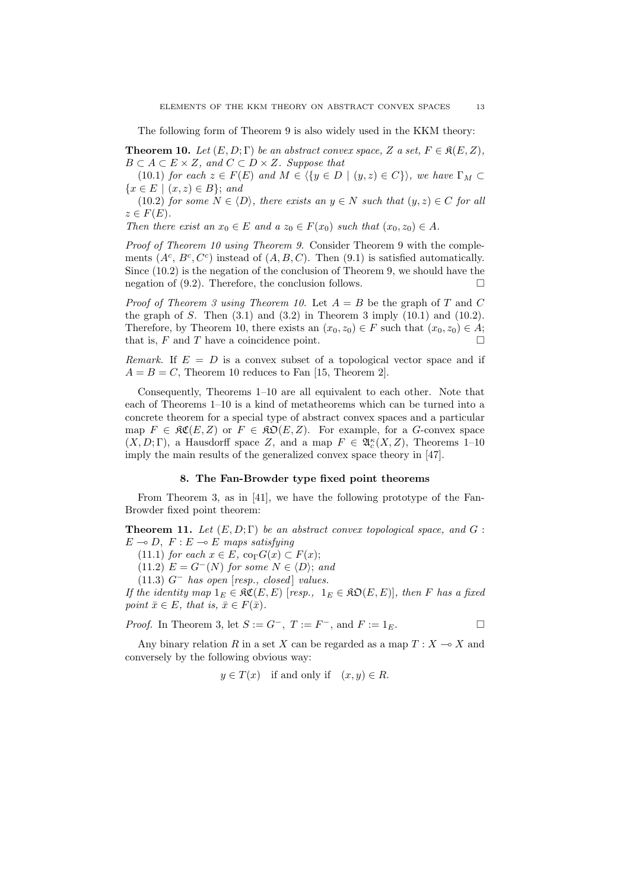The following form of Theorem 9 is also widely used in the KKM theory:

**Theorem 10.** *Let $(E, D; \Gamma)$ be an abstract convex space, $Z$ a set, $F \in \mathfrak{K}(E, Z)$, $B \subset A \subset E \times Z$, and $C \subset D \times Z$. Suppose that*

*(10.1) for each $z \in F(E)$ and $M \in \langle \{y \in D \mid (y, z) \in C\} \rangle$, we have $\Gamma_M \subset \{x \in E \mid (x, z) \in B\}$; and*

*(10.2) for some $N \in \langle D \rangle$, there exists an $y \in N$ such that $(y, z) \in C$ for all $z \in F(E)$.*

*Then there exist an $x_0 \in E$ and a $z_0 \in F(x_0)$ such that $(x_0, z_0) \in A$.*

*Proof of Theorem 10 using Theorem 9.* Consider Theorem 9 with the complements $(A^c, B^c, C^c)$ instead of $(A, B, C)$. Then (9.1) is satisfied automatically. Since (10.2) is the negation of the conclusion of Theorem 9, we should have the negation of (9.2). Therefore, the conclusion follows. $\square$

*Proof of Theorem 3 using Theorem 10.* Let $A = B$ be the graph of $T$ and $C$ the graph of $S$. Then (3.1) and (3.2) in Theorem 3 imply (10.1) and (10.2). Therefore, by Theorem 10, there exists an $(x_0, z_0) \in F$ such that $(x_0, z_0) \in A$; that is, $F$ and $T$ have a coincidence point. $\square$

*Remark.* If $E = D$ is a convex subset of a topological vector space and if $A = B = C$, Theorem 10 reduces to Fan [15, Theorem 2].

Consequently, Theorems 1–10 are all equivalent to each other. Note that each of Theorems 1–10 is a kind of metatheorems which can be turned into a concrete theorem for a special type of abstract convex spaces and a particular map $F \in \mathfrak{KC}(E, Z)$ or $F \in \mathfrak{KO}(E, Z)$. For example, for a $G$-convex space $(X, D; \Gamma)$, a Hausdorff space $Z$, and a map $F \in \mathfrak{A}_c^\kappa(X, Z)$, Theorems 1–10 imply the main results of the generalized convex space theory in [47].

## 8. The Fan-Browder type fixed point theorems

From Theorem 3, as in [41], we have the following prototype of the Fan-Browder fixed point theorem:

**Theorem 11.** *Let $(E, D; \Gamma)$ be an abstract convex topological space, and $G : E \multimap D$, $F : E \multimap E$ maps satisfying*

*(11.1) for each $x \in E$, $\mathrm{co}_\Gamma G(x) \subset F(x)$;*

*(11.2) $E = G^-(N)$ for some $N \in \langle D \rangle$; and*

*(11.3) $G^-$ has open [resp., closed] values.*

*If the identity map $1_E \in \mathfrak{KC}(E, E)$ [resp., $1_E \in \mathfrak{KO}(E, E)$], then $F$ has a fixed point $\bar{x} \in E$, that is, $\bar{x} \in F(\bar{x})$.*

*Proof.* In Theorem 3, let $S := G^-$, $T := F^-$, and $F := 1_E$. $\square$

Any binary relation $R$ in a set $X$ can be regarded as a map $T : X \multimap X$ and conversely by the following obvious way:

$$y \in T(x) \quad \text{if and only if} \quad (x, y) \in R.$$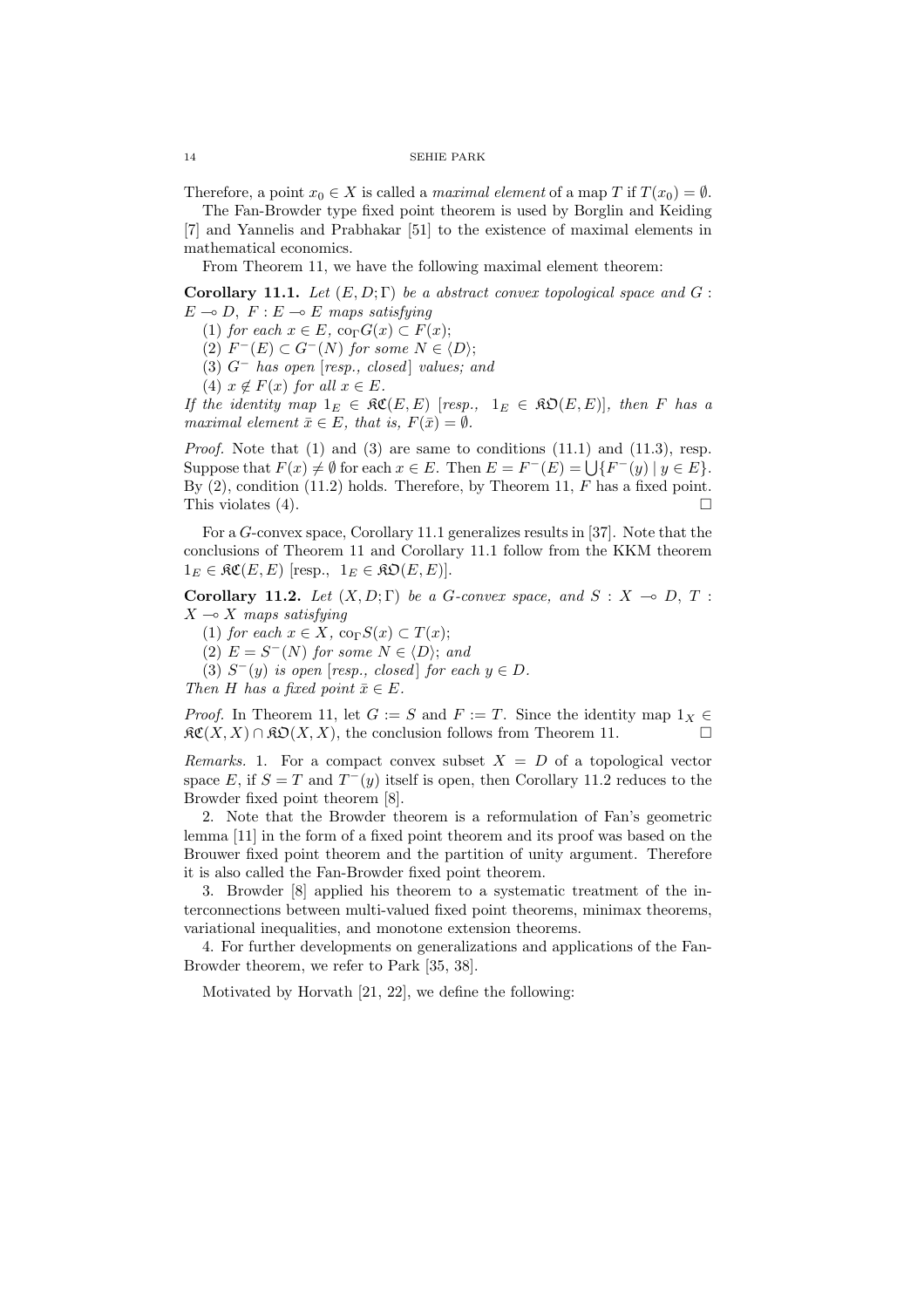Therefore, a point $x_0 \in X$ is called a *maximal element* of a map $T$ if $T(x_0) = \emptyset$.

The Fan-Browder type fixed point theorem is used by Borglin and Keiding [7] and Yannelis and Prabhakar [51] to the existence of maximal elements in mathematical economics.

From Theorem 11, we have the following maximal element theorem:

**Corollary 11.1.** *Let $(E, D; \Gamma)$ be a abstract convex topological space and $G : E \multimap D$, $F : E \multimap E$ maps satisfying*

(1) *for each $x \in E$, $\mathrm{co}_\Gamma G(x) \subset F(x)$;*

(2) *$F^-(E) \subset G^-(N)$ for some $N \in \langle D \rangle$;*

(3) *$G^-$ has open [resp., closed] values; and*

(4) *$x \notin F(x)$ for all $x \in E$.*

*If the identity map $1_E \in \mathfrak{KC}(E, E)$ [resp., $1_E \in \mathfrak{KO}(E, E)$], then $F$ has a maximal element $\bar{x} \in E$, that is, $F(\bar{x}) = \emptyset$.*

*Proof.* Note that (1) and (3) are same to conditions (11.1) and (11.3), resp. Suppose that $F(x) \neq \emptyset$ for each $x \in E$. Then $E = F^-(E) = \bigcup \{F^-(y) \mid y \in E\}$. By (2), condition (11.2) holds. Therefore, by Theorem 11, $F$ has a fixed point. This violates (4). □

For a $G$-convex space, Corollary 11.1 generalizes results in [37]. Note that the conclusions of Theorem 11 and Corollary 11.1 follow from the KKM theorem $1_E \in \mathfrak{KC}(E, E)$ [resp., $1_E \in \mathfrak{KO}(E, E)$].

**Corollary 11.2.** *Let $(X, D; \Gamma)$ be a $G$-convex space, and $S : X \multimap D$, $T : X \multimap X$ maps satisfying*

(1) *for each $x \in X$, $\mathrm{co}_\Gamma S(x) \subset T(x)$;*

(2) *$E = S^-(N)$ for some $N \in \langle D \rangle$; and*

(3) *$S^-(y)$ is open [resp., closed] for each $y \in D$.*

*Then $H$ has a fixed point $\bar{x} \in E$.*

*Proof.* In Theorem 11, let $G := S$ and $F := T$. Since the identity map $1_X \in \mathfrak{KC}(X, X) \cap \mathfrak{KO}(X, X)$, the conclusion follows from Theorem 11. □

*Remarks.* 1. For a compact convex subset $X = D$ of a topological vector space $E$, if $S = T$ and $T^-(y)$ itself is open, then Corollary 11.2 reduces to the Browder fixed point theorem [8].

2. Note that the Browder theorem is a reformulation of Fan's geometric lemma [11] in the form of a fixed point theorem and its proof was based on the Brouwer fixed point theorem and the partition of unity argument. Therefore it is also called the Fan-Browder fixed point theorem.

3. Browder [8] applied his theorem to a systematic treatment of the interconnections between multi-valued fixed point theorems, minimax theorems, variational inequalities, and monotone extension theorems.

4. For further developments on generalizations and applications of the Fan-Browder theorem, we refer to Park [35, 38].

Motivated by Horvath [21, 22], we define the following: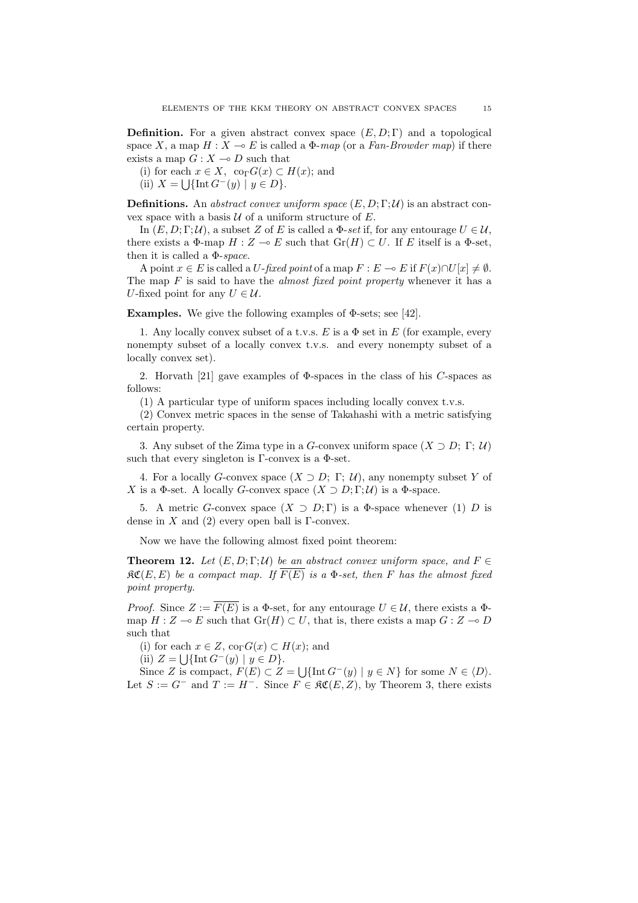**Definition.** For a given abstract convex space $(E, D; \Gamma)$ and a topological space $X$, a map $H : X \multimap E$ is called a $\Phi$-*map* (or a *Fan-Browder map*) if there exists a map $G : X \multimap D$ such that

(i) for each $x \in X$, $\ \mathrm{co}_\Gamma G(x) \subset H(x)$; and

(ii) $X = \bigcup\{\mathrm{Int}\, G^-(y) \mid y \in D\}$.

**Definitions.** An *abstract convex uniform space* $(E, D; \Gamma; \mathcal{U})$ is an abstract convex space with a basis $\mathcal{U}$ of a uniform structure of $E$.

In $(E, D; \Gamma; \mathcal{U})$, a subset $Z$ of $E$ is called a $\Phi$-*set* if, for any entourage $U \in \mathcal{U}$, there exists a $\Phi$-map $H : Z \multimap E$ such that $\mathrm{Gr}(H) \subset U$. If $E$ itself is a $\Phi$-set, then it is called a $\Phi$-*space*.

A point $x \in E$ is called a $U$-*fixed point* of a map $F : E \multimap E$ if $F(x) \cap U[x] \neq \emptyset$. The map $F$ is said to have the *almost fixed point property* whenever it has a $U$-fixed point for any $U \in \mathcal{U}$.

**Examples.** We give the following examples of $\Phi$-sets; see [42].

1. Any locally convex subset of a t.v.s. $E$ is a $\Phi$ set in $E$ (for example, every nonempty subset of a locally convex t.v.s. and every nonempty subset of a locally convex set).

2. Horvath [21] gave examples of $\Phi$-spaces in the class of his $C$-spaces as follows:

(1) A particular type of uniform spaces including locally convex t.v.s.

(2) Convex metric spaces in the sense of Takahashi with a metric satisfying certain property.

3. Any subset of the Zima type in a $G$-convex uniform space $(X \supset D;\ \Gamma;\ \mathcal{U})$ such that every singleton is $\Gamma$-convex is a $\Phi$-set.

4. For a locally $G$-convex space $(X \supset D;\ \Gamma;\ \mathcal{U})$, any nonempty subset $Y$ of $X$ is a $\Phi$-set. A locally $G$-convex space $(X \supset D; \Gamma; \mathcal{U})$ is a $\Phi$-space.

5. A metric $G$-convex space $(X \supset D; \Gamma)$ is a $\Phi$-space whenever (1) $D$ is dense in $X$ and (2) every open ball is $\Gamma$-convex.

Now we have the following almost fixed point theorem:

**Theorem 12.** *Let $(E, D; \Gamma; \mathcal{U})$ be an abstract convex uniform space, and $F \in \mathfrak{KC}(E, E)$ be a compact map. If $\overline{F(E)}$ is a $\Phi$-set, then $F$ has the almost fixed point property.*

*Proof.* Since $Z := \overline{F(E)}$ is a $\Phi$-set, for any entourage $U \in \mathcal{U}$, there exists a $\Phi$-map $H : Z \multimap E$ such that $\mathrm{Gr}(H) \subset U$, that is, there exists a map $G : Z \multimap D$ such that

(i) for each $x \in Z$, $\mathrm{co}_\Gamma G(x) \subset H(x)$; and

(ii) $Z = \bigcup\{\mathrm{Int}\, G^-(y) \mid y \in D\}$.

Since $Z$ is compact, $F(E) \subset Z = \bigcup\{\mathrm{Int}\, G^-(y) \mid y \in N\}$ for some $N \in \langle D \rangle$. Let $S := G^-$ and $T := H^-$. Since $F \in \mathfrak{KC}(E, Z)$, by Theorem 3, there exists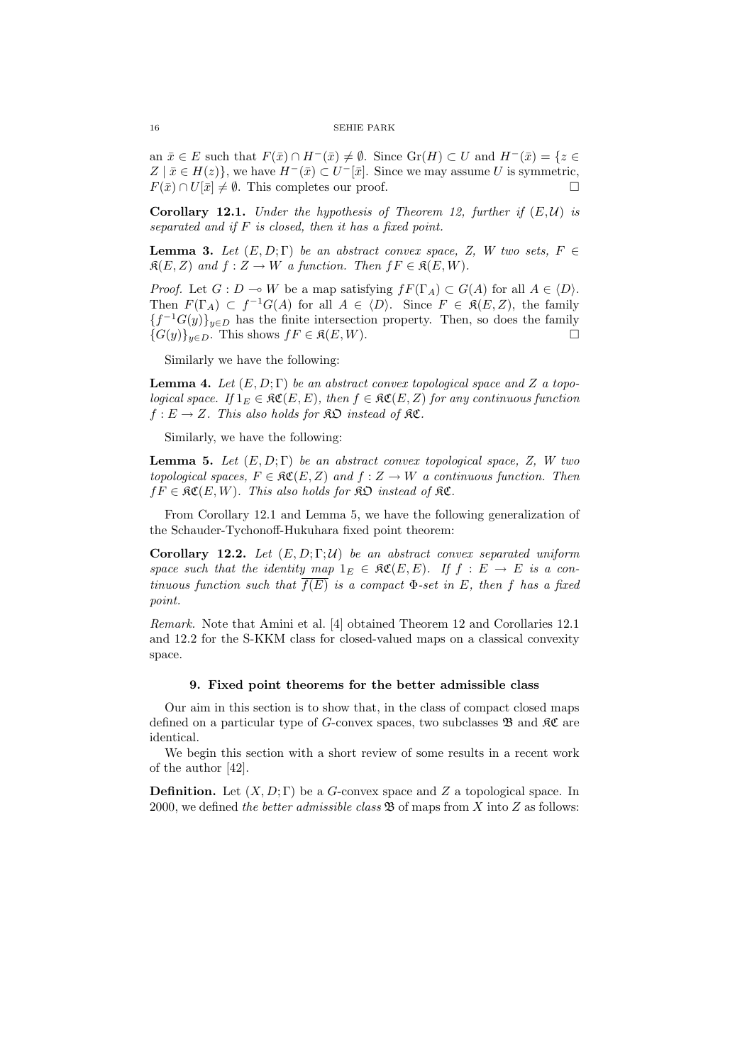an $\bar{x} \in E$ such that $F(\bar{x}) \cap H^-(\bar{x}) \neq \emptyset$. Since $\mathrm{Gr}(H) \subset U$ and $H^-(\bar{x}) = \{z \in Z \mid \bar{x} \in H(z)\}$, we have $H^-(\bar{x}) \subset U^-[\bar{x}]$. Since we may assume $U$ is symmetric, $F(\bar{x}) \cap U[\bar{x}] \neq \emptyset$. This completes our proof. □

**Corollary 12.1.** *Under the hypothesis of Theorem 12, further if $(E,\mathcal{U})$ is separated and if $F$ is closed, then it has a fixed point.*

**Lemma 3.** *Let $(E, D; \Gamma)$ be an abstract convex space, $Z$, $W$ two sets, $F \in \mathfrak{K}(E, Z)$ and $f : Z \to W$ a function. Then $fF \in \mathfrak{K}(E, W)$.*

*Proof.* Let $G : D \multimap W$ be a map satisfying $fF(\Gamma_A) \subset G(A)$ for all $A \in \langle D \rangle$. Then $F(\Gamma_A) \subset f^{-1}G(A)$ for all $A \in \langle D \rangle$. Since $F \in \mathfrak{K}(E, Z)$, the family $\{f^{-1}G(y)\}_{y \in D}$ has the finite intersection property. Then, so does the family $\{G(y)\}_{y \in D}$. This shows $fF \in \mathfrak{K}(E, W)$. □

Similarly we have the following:

**Lemma 4.** *Let $(E, D; \Gamma)$ be an abstract convex topological space and $Z$ a topological space. If $1_E \in \mathfrak{KC}(E, E)$, then $f \in \mathfrak{KC}(E, Z)$ for any continuous function $f : E \to Z$. This also holds for $\mathfrak{KO}$ instead of $\mathfrak{KC}$.*

Similarly, we have the following:

**Lemma 5.** *Let $(E, D; \Gamma)$ be an abstract convex topological space, $Z$, $W$ two topological spaces, $F \in \mathfrak{KC}(E, Z)$ and $f : Z \to W$ a continuous function. Then $fF \in \mathfrak{KC}(E, W)$. This also holds for $\mathfrak{KO}$ instead of $\mathfrak{KC}$.*

From Corollary 12.1 and Lemma 5, we have the following generalization of the Schauder-Tychonoff-Hukuhara fixed point theorem:

**Corollary 12.2.** *Let $(E, D; \Gamma; \mathcal{U})$ be an abstract convex separated uniform space such that the identity map $1_E \in \mathfrak{KC}(E, E)$. If $f : E \to E$ is a continuous function such that $\overline{f(E)}$ is a compact $\Phi$-set in $E$, then $f$ has a fixed point.*

*Remark.* Note that Amini et al. [4] obtained Theorem 12 and Corollaries 12.1 and 12.2 for the S-KKM class for closed-valued maps on a classical convexity space.

## 9. Fixed point theorems for the better admissible class

Our aim in this section is to show that, in the class of compact closed maps defined on a particular type of $G$-convex spaces, two subclasses $\mathfrak{B}$ and $\mathfrak{KC}$ are identical.

We begin this section with a short review of some results in a recent work of the author [42].

**Definition.** Let $(X, D; \Gamma)$ be a $G$-convex space and $Z$ a topological space. In 2000, we defined *the better admissible class* $\mathfrak{B}$ of maps from $X$ into $Z$ as follows: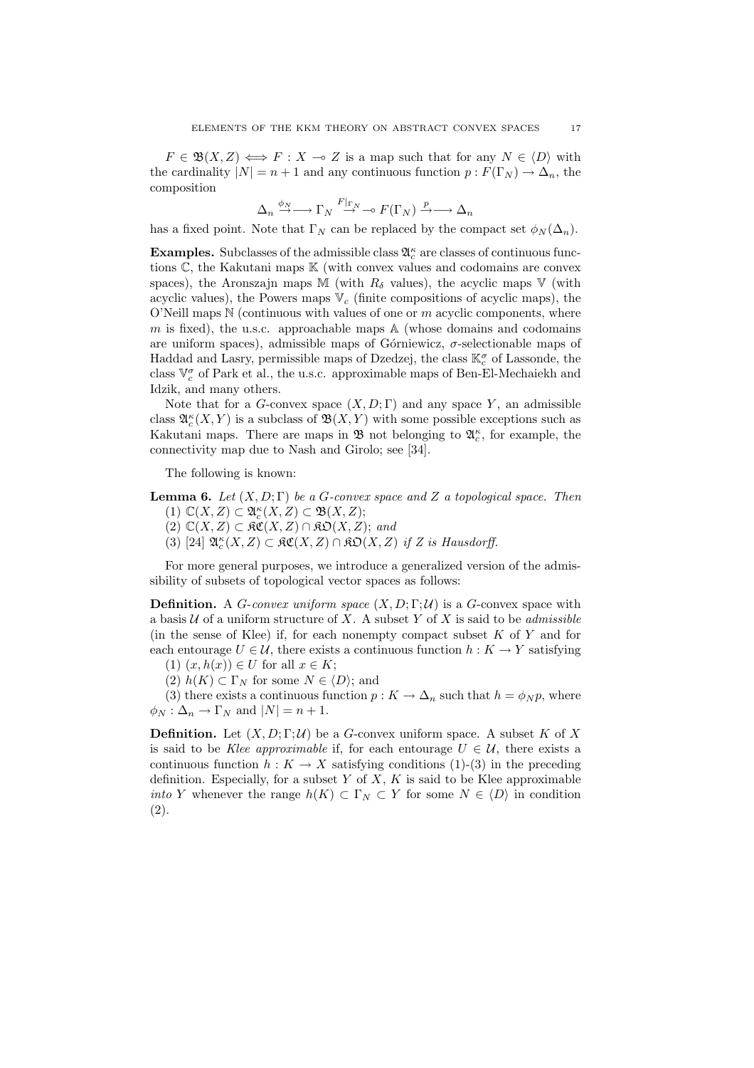$F \in \mathfrak{B}(X, Z) \iff F : X \multimap Z$ is a map such that for any $N \in \langle D \rangle$ with the cardinality $|N| = n + 1$ and any continuous function $p : F(\Gamma_N) \to \Delta_n$, the composition

$$\Delta_n \xrightarrow{\phi_N} \Gamma_N \xrightarrow{F|_{\Gamma_N}} F(\Gamma_N) \xrightarrow{p} \Delta_n$$

has a fixed point. Note that $\Gamma_N$ can be replaced by the compact set $\phi_N(\Delta_n)$.

**Examples.** Subclasses of the admissible class $\mathfrak{A}_c^\kappa$ are classes of continuous functions $\mathbb{C}$, the Kakutani maps $\mathbb{K}$ (with convex values and codomains are convex spaces), the Aronszajn maps $\mathbb{M}$ (with $R_\delta$ values), the acyclic maps $\mathbb{V}$ (with acyclic values), the Powers maps $\mathbb{V}_c$ (finite compositions of acyclic maps), the O'Neill maps $\mathbb{N}$ (continuous with values of one or $m$ acyclic components, where $m$ is fixed), the u.s.c. approachable maps $\mathbb{A}$ (whose domains and codomains are uniform spaces), admissible maps of Górniewicz, $\sigma$-selectionable maps of Haddad and Lasry, permissible maps of Dzedzej, the class $\mathbb{K}_c^\sigma$ of Lassonde, the class $\mathbb{V}_c^\sigma$ of Park et al., the u.s.c. approximable maps of Ben-El-Mechaiekh and Idzik, and many others.

Note that for a $G$-convex space $(X, D; \Gamma)$ and any space $Y$, an admissible class $\mathfrak{A}_c^\kappa(X, Y)$ is a subclass of $\mathfrak{B}(X, Y)$ with some possible exceptions such as Kakutani maps. There are maps in $\mathfrak{B}$ not belonging to $\mathfrak{A}_c^\kappa$, for example, the connectivity map due to Nash and Girolo; see [34].

The following is known:

**Lemma 6.** *Let $(X, D; \Gamma)$ be a $G$-convex space and $Z$ a topological space. Then*
(1) $\mathbb{C}(X, Z) \subset \mathfrak{A}_c^\kappa(X, Z) \subset \mathfrak{B}(X, Z)$;
(2) $\mathbb{C}(X, Z) \subset \mathfrak{KC}(X, Z) \cap \mathfrak{KO}(X, Z)$; *and*
(3) [24] $\mathfrak{A}_c^\kappa(X, Z) \subset \mathfrak{KC}(X, Z) \cap \mathfrak{KO}(X, Z)$ *if $Z$ is Hausdorff.*

For more general purposes, we introduce a generalized version of the admissibility of subsets of topological vector spaces as follows:

**Definition.** A *$G$-convex uniform space* $(X, D; \Gamma; \mathcal{U})$ is a $G$-convex space with a basis $\mathcal{U}$ of a uniform structure of $X$. A subset $Y$ of $X$ is said to be *admissible* (in the sense of Klee) if, for each nonempty compact subset $K$ of $Y$ and for each entourage $U \in \mathcal{U}$, there exists a continuous function $h : K \to Y$ satisfying
(1) $(x, h(x)) \in U$ for all $x \in K$;
(2) $h(K) \subset \Gamma_N$ for some $N \in \langle D \rangle$; and
(3) there exists a continuous function $p : K \to \Delta_n$ such that $h = \phi_N p$, where $\phi_N : \Delta_n \to \Gamma_N$ and $|N| = n + 1$.

**Definition.** Let $(X, D; \Gamma; \mathcal{U})$ be a $G$-convex uniform space. A subset $K$ of $X$ is said to be *Klee approximable* if, for each entourage $U \in \mathcal{U}$, there exists a continuous function $h : K \to X$ satisfying conditions (1)-(3) in the preceding definition. Especially, for a subset $Y$ of $X$, $K$ is said to be Klee approximable *into* $Y$ whenever the range $h(K) \subset \Gamma_N \subset Y$ for some $N \in \langle D \rangle$ in condition (2).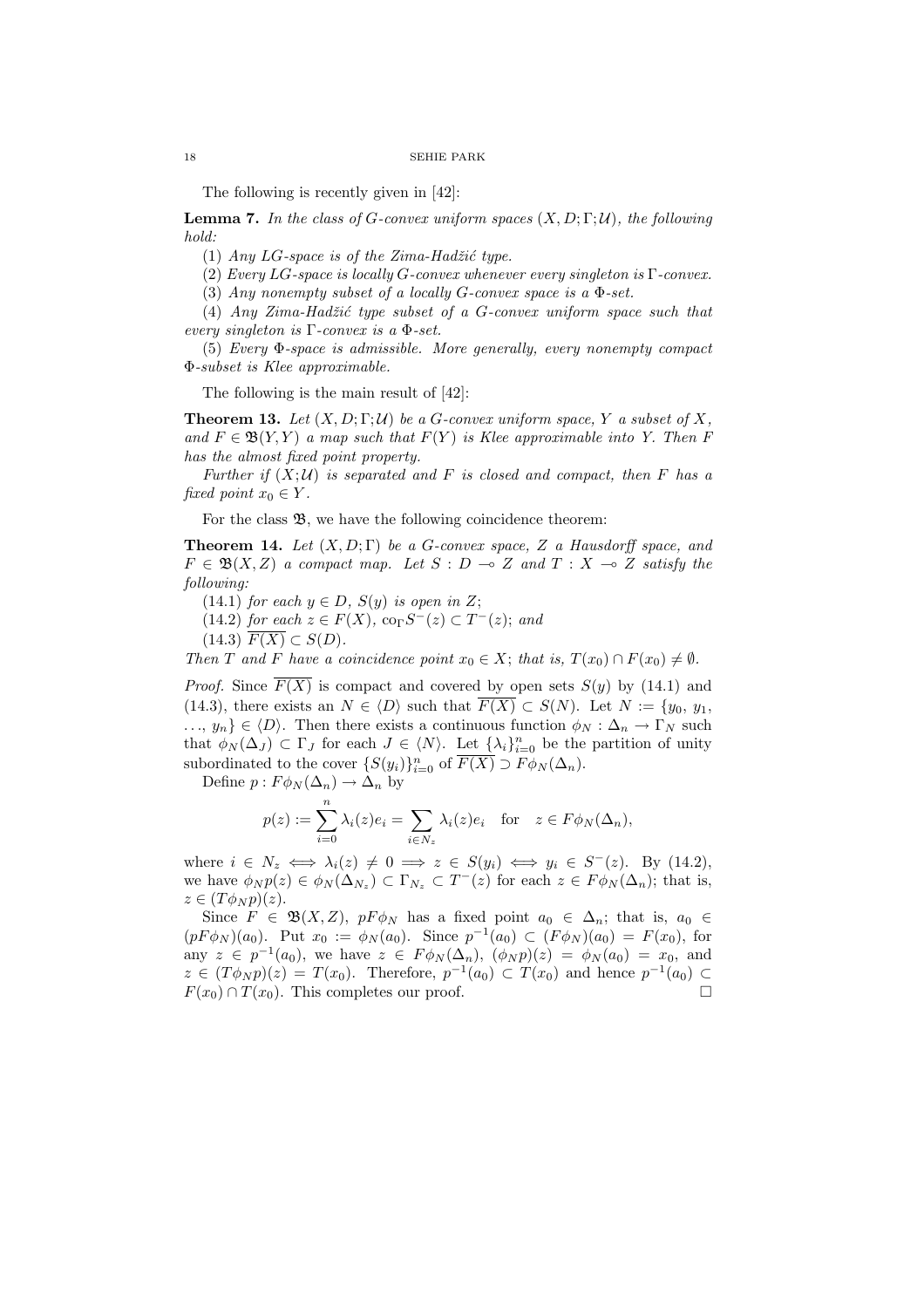The following is recently given in [42]:

**Lemma 7.** *In the class of G-convex uniform spaces $(X, D; \Gamma; \mathcal{U})$, the following hold:*

(1) *Any LG-space is of the Zima-Hadžić type.*

(2) *Every LG-space is locally G-convex whenever every singleton is $\Gamma$-convex.*

(3) *Any nonempty subset of a locally G-convex space is a $\Phi$-set.*

(4) *Any Zima-Hadžić type subset of a G-convex uniform space such that every singleton is $\Gamma$-convex is a $\Phi$-set.*

(5) *Every $\Phi$-space is admissible. More generally, every nonempty compact $\Phi$-subset is Klee approximable.*

The following is the main result of [42]:

**Theorem 13.** *Let $(X, D; \Gamma; \mathcal{U})$ be a G-convex uniform space, $Y$ a subset of $X$, and $F \in \mathfrak{B}(Y, Y)$ a map such that $F(Y)$ is Klee approximable into $Y$. Then $F$ has the almost fixed point property.*

*Further if $(X; \mathcal{U})$ is separated and $F$ is closed and compact, then $F$ has a fixed point $x_0 \in Y$.*

For the class $\mathfrak{B}$, we have the following coincidence theorem:

**Theorem 14.** *Let $(X, D; \Gamma)$ be a G-convex space, $Z$ a Hausdorff space, and $F \in \mathfrak{B}(X, Z)$ a compact map. Let $S : D \multimap Z$ and $T : X \multimap Z$ satisfy the following:*

(14.1) *for each $y \in D$, $S(y)$ is open in $Z$;*

(14.2) *for each $z \in F(X)$, $\mathrm{co}_\Gamma S^-(z) \subset T^-(z)$; and*

(14.3) $\overline{F(X)} \subset S(D)$.

*Then $T$ and $F$ have a coincidence point $x_0 \in X$; that is, $T(x_0) \cap F(x_0) \neq \emptyset$.*

*Proof.* Since $\overline{F(X)}$ is compact and covered by open sets $S(y)$ by (14.1) and (14.3), there exists an $N \in \langle D \rangle$ such that $\overline{F(X)} \subset S(N)$. Let $N := \{y_0, y_1, \ldots, y_n\} \in \langle D \rangle$. Then there exists a continuous function $\phi_N : \Delta_n \to \Gamma_N$ such that $\phi_N(\Delta_J) \subset \Gamma_J$ for each $J \in \langle N \rangle$. Let $\{\lambda_i\}_{i=0}^n$ be the partition of unity subordinated to the cover $\{S(y_i)\}_{i=0}^n$ of $\overline{F(X)} \supset F\phi_N(\Delta_n)$.

Define $p : F\phi_N(\Delta_n) \to \Delta_n$ by

$$p(z) := \sum_{i=0}^n \lambda_i(z) e_i = \sum_{i \in N_z} \lambda_i(z) e_i \quad \text{for} \quad z \in F\phi_N(\Delta_n),$$

where $i \in N_z \iff \lambda_i(z) \neq 0 \implies z \in S(y_i) \iff y_i \in S^-(z)$. By (14.2), we have $\phi_N p(z) \in \phi_N(\Delta_{N_z}) \subset \Gamma_{N_z} \subset T^-(z)$ for each $z \in F\phi_N(\Delta_n)$; that is, $z \in (T\phi_N p)(z)$.

Since $F \in \mathfrak{B}(X, Z)$, $pF\phi_N$ has a fixed point $a_0 \in \Delta_n$; that is, $a_0 \in (pF\phi_N)(a_0)$. Put $x_0 := \phi_N(a_0)$. Since $p^{-1}(a_0) \subset (F\phi_N)(a_0) = F(x_0)$, for any $z \in p^{-1}(a_0)$, we have $z \in F\phi_N(\Delta_n)$, $(\phi_N p)(z) = \phi_N(a_0) = x_0$, and $z \in (T\phi_N p)(z) = T(x_0)$. Therefore, $p^{-1}(a_0) \subset T(x_0)$ and hence $p^{-1}(a_0) \subset F(x_0) \cap T(x_0)$. This completes our proof. $\square$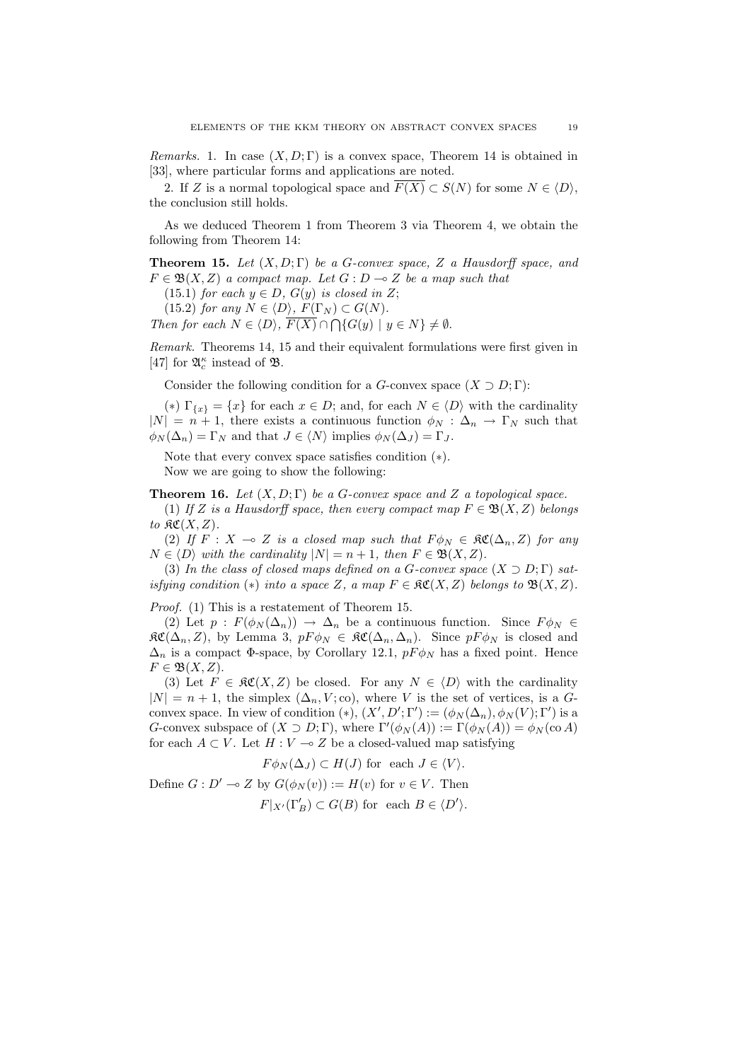*Remarks.* 1. In case $(X, D; \Gamma)$ is a convex space, Theorem 14 is obtained in [33], where particular forms and applications are noted.

2. If $Z$ is a normal topological space and $\overline{F(X)} \subset S(N)$ for some $N \in \langle D \rangle$, the conclusion still holds.

As we deduced Theorem 1 from Theorem 3 via Theorem 4, we obtain the following from Theorem 14:

**Theorem 15.** *Let $(X, D; \Gamma)$ be a $G$-convex space, $Z$ a Hausdorff space, and $F \in \mathfrak{B}(X, Z)$ a compact map. Let $G : D \multimap Z$ be a map such that*

*(15.1) for each $y \in D$, $G(y)$ is closed in $Z$;*

*(15.2) for any $N \in \langle D \rangle$, $F(\Gamma_N) \subset G(N)$.*

*Then for each $N \in \langle D \rangle$, $\overline{F(X)} \cap \bigcap\{G(y) \mid y \in N\} \neq \emptyset$.*

*Remark.* Theorems 14, 15 and their equivalent formulations were first given in [47] for $\mathfrak{A}_c^\kappa$ instead of $\mathfrak{B}$.

Consider the following condition for a $G$-convex space $(X \supset D; \Gamma)$:

$(*)$ $\Gamma_{\{x\}} = \{x\}$ for each $x \in D$; and, for each $N \in \langle D \rangle$ with the cardinality $|N| = n + 1$, there exists a continuous function $\phi_N : \Delta_n \to \Gamma_N$ such that $\phi_N(\Delta_n) = \Gamma_N$ and that $J \in \langle N \rangle$ implies $\phi_N(\Delta_J) = \Gamma_J$.

Note that every convex space satisfies condition $(*)$.

Now we are going to show the following:

**Theorem 16.** *Let $(X, D; \Gamma)$ be a $G$-convex space and $Z$ a topological space.*

*(1) If $Z$ is a Hausdorff space, then every compact map $F \in \mathfrak{B}(X, Z)$ belongs to $\mathfrak{KC}(X, Z)$.*

*(2) If $F : X \multimap Z$ is a closed map such that $F\phi_N \in \mathfrak{KC}(\Delta_n, Z)$ for any $N \in \langle D \rangle$ with the cardinality $|N| = n + 1$, then $F \in \mathfrak{B}(X, Z)$.*

*(3) In the class of closed maps defined on a $G$-convex space $(X \supset D; \Gamma)$ satisfying condition $(*)$ into a space $Z$, a map $F \in \mathfrak{KC}(X, Z)$ belongs to $\mathfrak{B}(X, Z)$.*

*Proof.* (1) This is a restatement of Theorem 15.

(2) Let $p : F(\phi_N(\Delta_n)) \to \Delta_n$ be a continuous function. Since $F\phi_N \in \mathfrak{KC}(\Delta_n, Z)$, by Lemma 3, $pF\phi_N \in \mathfrak{KC}(\Delta_n, \Delta_n)$. Since $pF\phi_N$ is closed and $\Delta_n$ is a compact $\Phi$-space, by Corollary 12.1, $pF\phi_N$ has a fixed point. Hence $F \in \mathfrak{B}(X, Z)$.

(3) Let $F \in \mathfrak{KC}(X, Z)$ be closed. For any $N \in \langle D \rangle$ with the cardinality $|N| = n + 1$, the simplex $(\Delta_n, V; \mathrm{co})$, where $V$ is the set of vertices, is a $G$-convex space. In view of condition $(*)$, $(X', D'; \Gamma') := (\phi_N(\Delta_n), \phi_N(V); \Gamma')$ is a $G$-convex subspace of $(X \supset D; \Gamma)$, where $\Gamma'(\phi_N(A)) := \Gamma(\phi_N(A)) = \phi_N(\mathrm{co}\, A)$ for each $A \subset V$. Let $H : V \multimap Z$ be a closed-valued map satisfying

$$F\phi_N(\Delta_J) \subset H(J) \text{ for each } J \in \langle V \rangle.$$

Define $G : D' \multimap Z$ by $G(\phi_N(v)) := H(v)$ for $v \in V$. Then

$$F|_{X'}(\Gamma'_B) \subset G(B) \text{ for each } B \in \langle D' \rangle.$$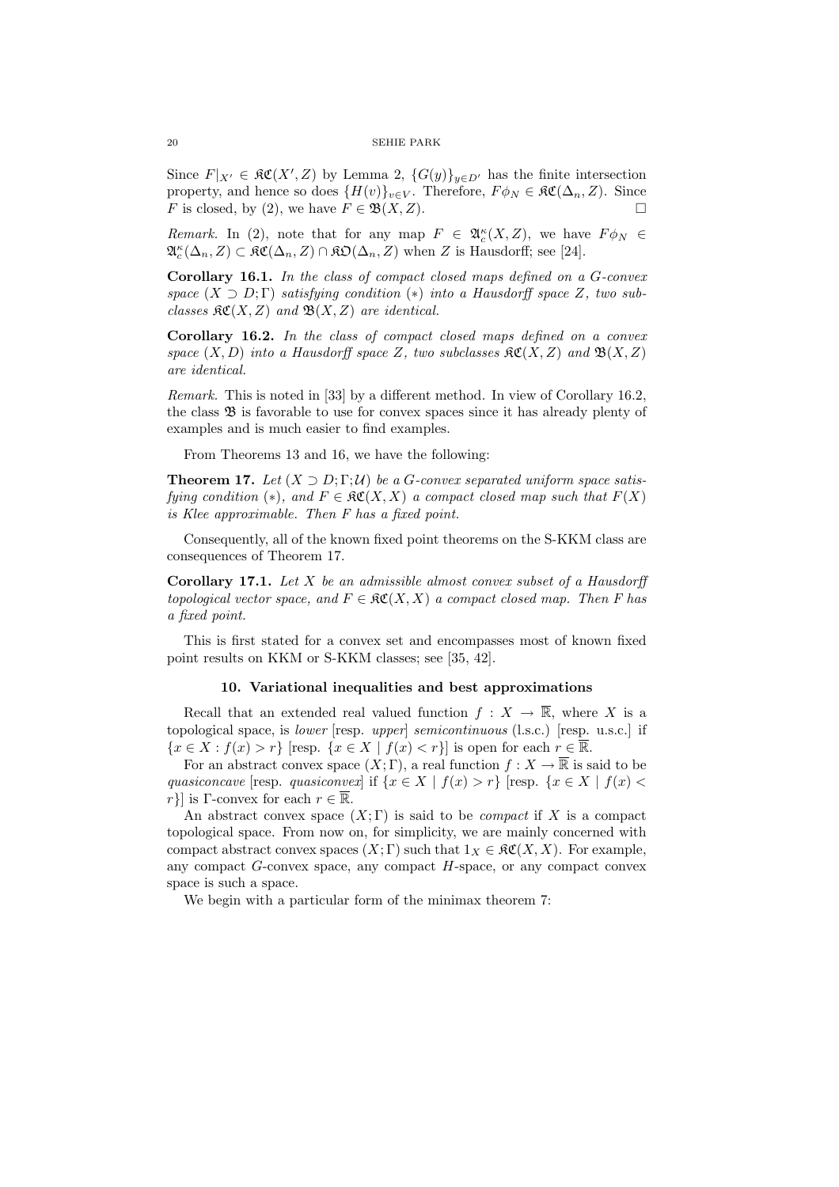Since $F|_{X'} \in \mathfrak{KC}(X', Z)$ by Lemma 2, $\{G(y)\}_{y \in D'}$ has the finite intersection property, and hence so does $\{H(v)\}_{v \in V}$. Therefore, $F\phi_N \in \mathfrak{KC}(\Delta_n, Z)$. Since $F$ is closed, by (2), we have $F \in \mathfrak{B}(X, Z)$. □

*Remark.* In (2), note that for any map $F \in \mathfrak{A}_c^\kappa(X, Z)$, we have $F\phi_N \in \mathfrak{A}_c^\kappa(\Delta_n, Z) \subset \mathfrak{KC}(\Delta_n, Z) \cap \mathfrak{KO}(\Delta_n, Z)$ when $Z$ is Hausdorff; see [24].

**Corollary 16.1.** *In the class of compact closed maps defined on a $G$-convex space $(X \supset D; \Gamma)$ satisfying condition $(*)$ into a Hausdorff space $Z$, two subclasses $\mathfrak{KC}(X, Z)$ and $\mathfrak{B}(X, Z)$ are identical.*

**Corollary 16.2.** *In the class of compact closed maps defined on a convex space $(X, D)$ into a Hausdorff space $Z$, two subclasses $\mathfrak{KC}(X, Z)$ and $\mathfrak{B}(X, Z)$ are identical.*

*Remark.* This is noted in [33] by a different method. In view of Corollary 16.2, the class $\mathfrak{B}$ is favorable to use for convex spaces since it has already plenty of examples and is much easier to find examples.

From Theorems 13 and 16, we have the following:

**Theorem 17.** *Let $(X \supset D; \Gamma; \mathcal{U})$ be a $G$-convex separated uniform space satisfying condition $(*)$, and $F \in \mathfrak{KC}(X, X)$ a compact closed map such that $F(X)$ is Klee approximable. Then $F$ has a fixed point.*

Consequently, all of the known fixed point theorems on the S-KKM class are consequences of Theorem 17.

**Corollary 17.1.** *Let $X$ be an admissible almost convex subset of a Hausdorff topological vector space, and $F \in \mathfrak{KC}(X, X)$ a compact closed map. Then $F$ has a fixed point.*

This is first stated for a convex set and encompasses most of known fixed point results on KKM or S-KKM classes; see [35, 42].

## 10. Variational inequalities and best approximations

Recall that an extended real valued function $f : X \to \overline{\mathbb{R}}$, where $X$ is a topological space, is *lower* [resp. *upper*] *semicontinuous* (l.s.c.) [resp. u.s.c.] if $\{x \in X : f(x) > r\}$ [resp. $\{x \in X \mid f(x) < r\}$] is open for each $r \in \overline{\mathbb{R}}$.

For an abstract convex space $(X; \Gamma)$, a real function $f : X \to \overline{\mathbb{R}}$ is said to be *quasiconcave* [resp. *quasiconvex*] if $\{x \in X \mid f(x) > r\}$ [resp. $\{x \in X \mid f(x) < r\}$] is $\Gamma$-convex for each $r \in \overline{\mathbb{R}}$.

An abstract convex space $(X; \Gamma)$ is said to be *compact* if $X$ is a compact topological space. From now on, for simplicity, we are mainly concerned with compact abstract convex spaces $(X; \Gamma)$ such that $1_X \in \mathfrak{KC}(X, X)$. For example, any compact $G$-convex space, any compact $H$-space, or any compact convex space is such a space.

We begin with a particular form of the minimax theorem 7: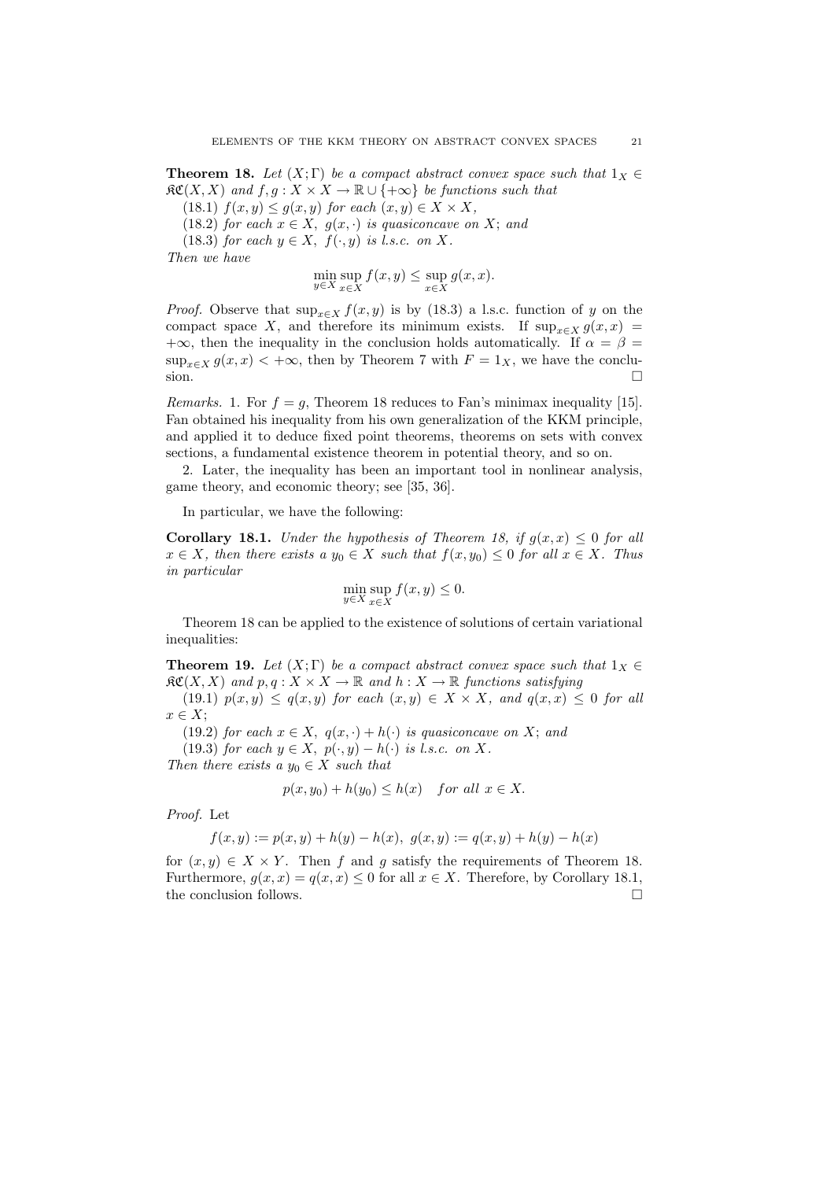**Theorem 18.** *Let $(X;\Gamma)$ be a compact abstract convex space such that $1_X \in \mathfrak{KC}(X,X)$ and $f, g : X \times X \to \mathbb{R} \cup \{+\infty\}$ be functions such that*

(18.1) *$f(x,y) \leq g(x,y)$ for each $(x,y) \in X \times X$,*

(18.2) *for each $x \in X$, $g(x,\cdot)$ is quasiconcave on $X$; and*

(18.3) *for each $y \in X$, $f(\cdot, y)$ is l.s.c. on $X$.*

*Then we have*

$$\min_{y \in X} \sup_{x \in X} f(x,y) \leq \sup_{x \in X} g(x,x).$$

*Proof.* Observe that $\sup_{x\in X} f(x,y)$ is by (18.3) a l.s.c. function of $y$ on the compact space $X$, and therefore its minimum exists. If $\sup_{x\in X} g(x,x) = +\infty$, then the inequality in the conclusion holds automatically. If $\alpha = \beta = \sup_{x\in X} g(x,x) < +\infty$, then by Theorem 7 with $F = 1_X$, we have the conclusion. $\square$

*Remarks.* 1. For $f = g$, Theorem 18 reduces to Fan's minimax inequality [15]. Fan obtained his inequality from his own generalization of the KKM principle, and applied it to deduce fixed point theorems, theorems on sets with convex sections, a fundamental existence theorem in potential theory, and so on.

2. Later, the inequality has been an important tool in nonlinear analysis, game theory, and economic theory; see [35, 36].

In particular, we have the following:

**Corollary 18.1.** *Under the hypothesis of Theorem 18, if $g(x,x) \leq 0$ for all $x \in X$, then there exists a $y_0 \in X$ such that $f(x,y_0) \leq 0$ for all $x \in X$. Thus in particular*

$$\min_{y \in X} \sup_{x \in X} f(x,y) \leq 0.$$

Theorem 18 can be applied to the existence of solutions of certain variational inequalities:

**Theorem 19.** *Let $(X;\Gamma)$ be a compact abstract convex space such that $1_X \in \mathfrak{KC}(X,X)$ and $p, q : X \times X \to \mathbb{R}$ and $h : X \to \mathbb{R}$ functions satisfying*

(19.1) *$p(x,y) \leq q(x,y)$ for each $(x,y) \in X \times X$, and $q(x,x) \leq 0$ for all $x \in X$;*

(19.2) *for each $x \in X$, $q(x,\cdot) + h(\cdot)$ is quasiconcave on $X$; and*

(19.3) *for each $y \in X$, $p(\cdot, y) - h(\cdot)$ is l.s.c. on $X$.*

*Then there exists a $y_0 \in X$ such that*

$$p(x,y_0) + h(y_0) \leq h(x) \quad \textit{for all } x \in X.$$

*Proof.* Let

$$f(x,y) := p(x,y) + h(y) - h(x), \;\; g(x,y) := q(x,y) + h(y) - h(x)$$

for $(x,y) \in X \times Y$. Then $f$ and $g$ satisfy the requirements of Theorem 18. Furthermore, $g(x,x) = q(x,x) \leq 0$ for all $x \in X$. Therefore, by Corollary 18.1, the conclusion follows. $\square$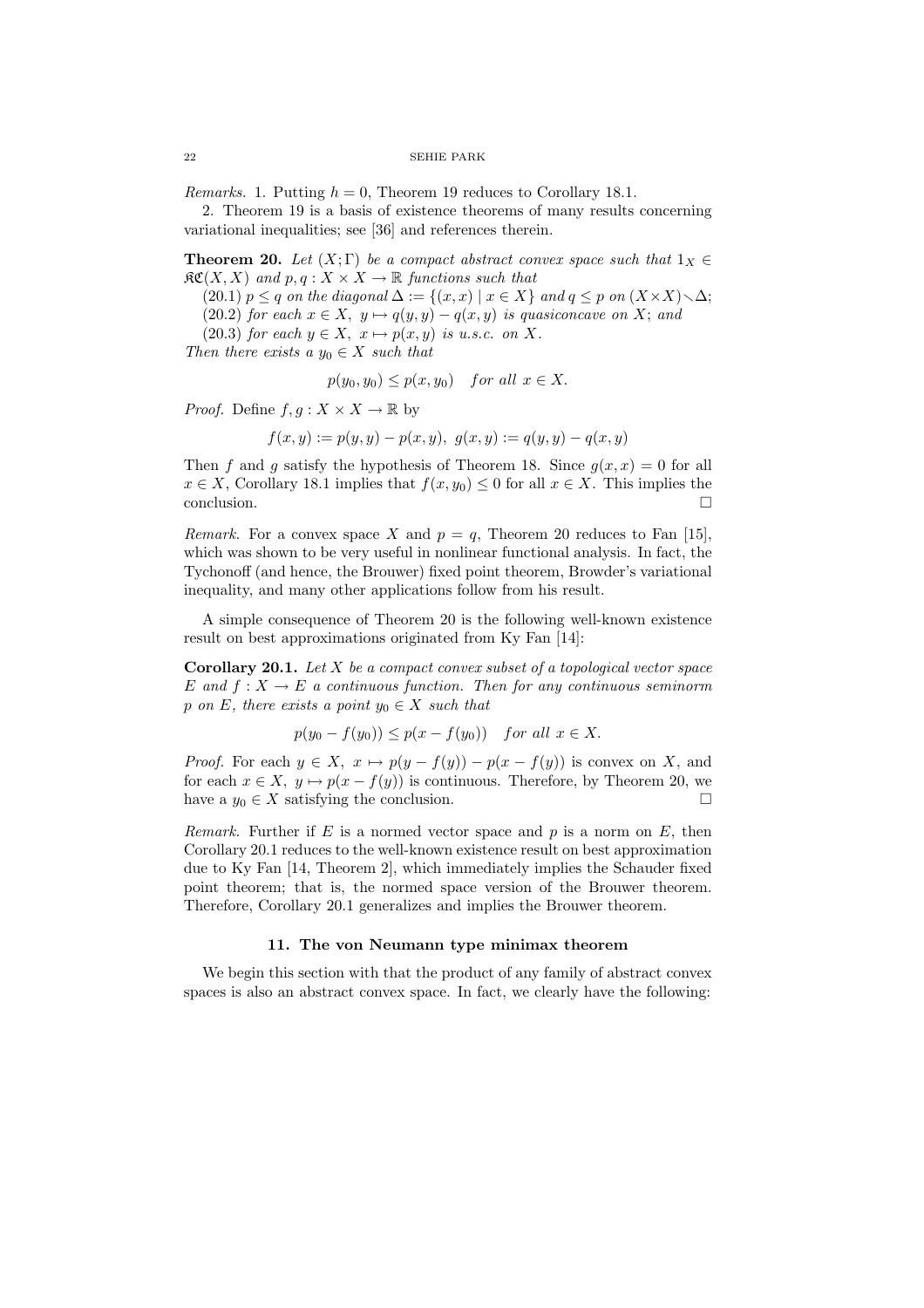*Remarks.* 1. Putting $h = 0$, Theorem 19 reduces to Corollary 18.1.

2. Theorem 19 is a basis of existence theorems of many results concerning variational inequalities; see [36] and references therein.

**Theorem 20.** *Let $(X;\Gamma)$ be a compact abstract convex space such that $1_X \in \mathfrak{KC}(X,X)$ and $p, q : X \times X \to \mathbb{R}$ functions such that*

*(20.1) $p \leq q$ on the diagonal $\Delta := \{(x,x) \mid x \in X\}$ and $q \leq p$ on $(X \times X) \smallsetminus \Delta$;*

*(20.2) for each $x \in X$, $y \mapsto q(y,y) - q(x,y)$ is quasiconcave on $X$; and*

*(20.3) for each $y \in X$, $x \mapsto p(x,y)$ is u.s.c. on $X$.*

*Then there exists a $y_0 \in X$ such that*

$$p(y_0, y_0) \leq p(x, y_0) \quad \textit{for all } x \in X.$$

*Proof.* Define $f, g : X \times X \to \mathbb{R}$ by

$$f(x,y) := p(y,y) - p(x,y), \;\; g(x,y) := q(y,y) - q(x,y)$$

Then $f$ and $g$ satisfy the hypothesis of Theorem 18. Since $g(x,x) = 0$ for all $x \in X$, Corollary 18.1 implies that $f(x, y_0) \leq 0$ for all $x \in X$. This implies the conclusion. □

*Remark.* For a convex space $X$ and $p = q$, Theorem 20 reduces to Fan [15], which was shown to be very useful in nonlinear functional analysis. In fact, the Tychonoff (and hence, the Brouwer) fixed point theorem, Browder's variational inequality, and many other applications follow from his result.

A simple consequence of Theorem 20 is the following well-known existence result on best approximations originated from Ky Fan [14]:

**Corollary 20.1.** *Let $X$ be a compact convex subset of a topological vector space $E$ and $f : X \to E$ a continuous function. Then for any continuous seminorm $p$ on $E$, there exists a point $y_0 \in X$ such that*

$$p(y_0 - f(y_0)) \leq p(x - f(y_0)) \quad \textit{for all } x \in X.$$

*Proof.* For each $y \in X$, $x \mapsto p(y - f(y)) - p(x - f(y))$ is convex on $X$, and for each $x \in X$, $y \mapsto p(x - f(y))$ is continuous. Therefore, by Theorem 20, we have a $y_0 \in X$ satisfying the conclusion. □

*Remark.* Further if $E$ is a normed vector space and $p$ is a norm on $E$, then Corollary 20.1 reduces to the well-known existence result on best approximation due to Ky Fan [14, Theorem 2], which immediately implies the Schauder fixed point theorem; that is, the normed space version of the Brouwer theorem. Therefore, Corollary 20.1 generalizes and implies the Brouwer theorem.

## 11. The von Neumann type minimax theorem

We begin this section with that the product of any family of abstract convex spaces is also an abstract convex space. In fact, we clearly have the following: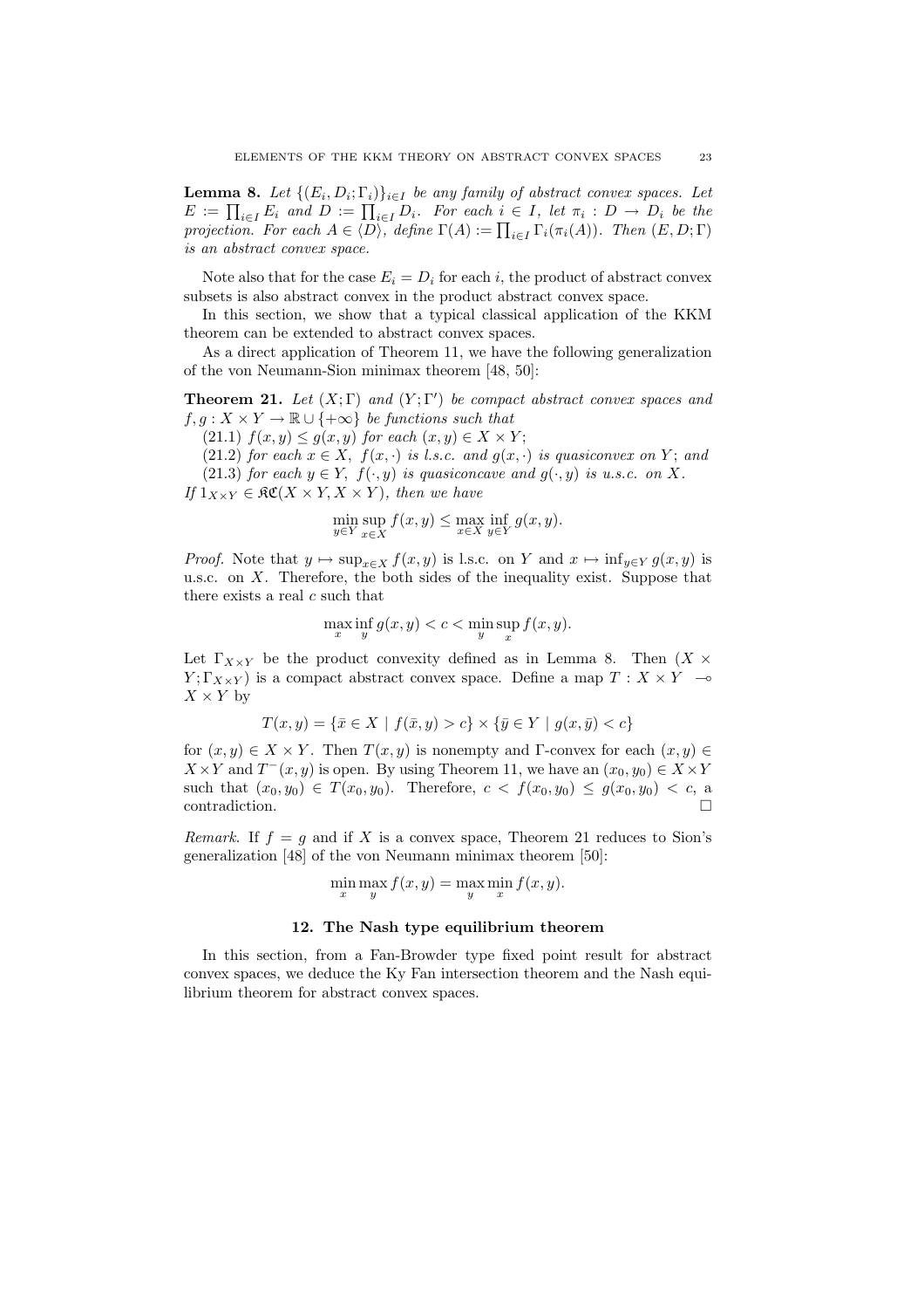**Lemma 8.** *Let $\{(E_i, D_i; \Gamma_i)\}_{i \in I}$ be any family of abstract convex spaces. Let $E := \prod_{i \in I} E_i$ and $D := \prod_{i \in I} D_i$. For each $i \in I$, let $\pi_i : D \to D_i$ be the projection. For each $A \in \langle D \rangle$, define $\Gamma(A) := \prod_{i \in I} \Gamma_i(\pi_i(A))$. Then $(E, D; \Gamma)$ is an abstract convex space.*

Note also that for the case $E_i = D_i$ for each $i$, the product of abstract convex subsets is also abstract convex in the product abstract convex space.

In this section, we show that a typical classical application of the KKM theorem can be extended to abstract convex spaces.

As a direct application of Theorem 11, we have the following generalization of the von Neumann-Sion minimax theorem [48, 50]:

**Theorem 21.** *Let $(X; \Gamma)$ and $(Y; \Gamma')$ be compact abstract convex spaces and $f, g : X \times Y \to \mathbb{R} \cup \{+\infty\}$ be functions such that*

*(21.1) $f(x, y) \leq g(x, y)$ for each $(x, y) \in X \times Y$;*

*(21.2) for each $x \in X$, $f(x, \cdot)$ is l.s.c. and $g(x, \cdot)$ is quasiconvex on $Y$; and*

*(21.3) for each $y \in Y$, $f(\cdot, y)$ is quasiconcave and $g(\cdot, y)$ is u.s.c. on $X$.*

*If $1_{X \times Y} \in \mathfrak{KC}(X \times Y, X \times Y)$, then we have*

$$\min_{y \in Y} \sup_{x \in X} f(x, y) \leq \max_{x \in X} \inf_{y \in Y} g(x, y).$$

*Proof.* Note that $y \mapsto \sup_{x \in X} f(x, y)$ is l.s.c. on $Y$ and $x \mapsto \inf_{y \in Y} g(x, y)$ is u.s.c. on $X$. Therefore, the both sides of the inequality exist. Suppose that there exists a real $c$ such that

$$\max_x \inf_y g(x, y) < c < \min_y \sup_x f(x, y).$$

Let $\Gamma_{X \times Y}$ be the product convexity defined as in Lemma 8. Then $(X \times Y; \Gamma_{X \times Y})$ is a compact abstract convex space. Define a map $T : X \times Y \multimap X \times Y$ by

$$T(x, y) = \{\bar{x} \in X \mid f(\bar{x}, y) > c\} \times \{\bar{y} \in Y \mid g(x, \bar{y}) < c\}$$

for $(x, y) \in X \times Y$. Then $T(x, y)$ is nonempty and $\Gamma$-convex for each $(x, y) \in X \times Y$ and $T^{-}(x, y)$ is open. By using Theorem 11, we have an $(x_0, y_0) \in X \times Y$ such that $(x_0, y_0) \in T(x_0, y_0)$. Therefore, $c < f(x_0, y_0) \leq g(x_0, y_0) < c$, a contradiction. $\square$

*Remark.* If $f = g$ and if $X$ is a convex space, Theorem 21 reduces to Sion's generalization [48] of the von Neumann minimax theorem [50]:

$$\min_x \max_y f(x, y) = \max_y \min_x f(x, y).$$

## 12. The Nash type equilibrium theorem

In this section, from a Fan-Browder type fixed point result for abstract convex spaces, we deduce the Ky Fan intersection theorem and the Nash equilibrium theorem for abstract convex spaces.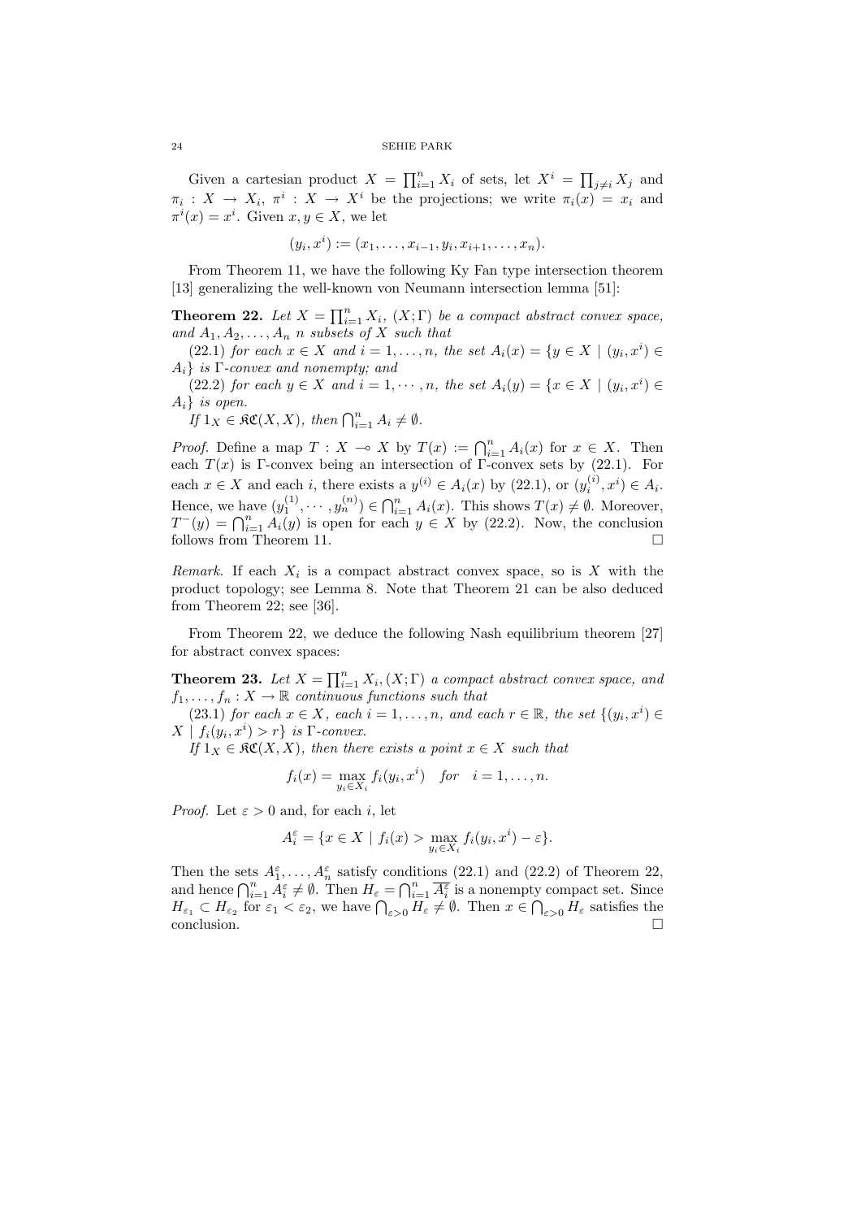Given a cartesian product $X = \prod_{i=1}^{n} X_i$ of sets, let $X^i = \prod_{j \neq i} X_j$ and $\pi_i : X \to X_i$, $\pi^i : X \to X^i$ be the projections; we write $\pi_i(x) = x_i$ and $\pi^i(x) = x^i$. Given $x, y \in X$, we let

$$(y_i, x^i) := (x_1, \ldots, x_{i-1}, y_i, x_{i+1}, \ldots, x_n).$$

From Theorem 11, we have the following Ky Fan type intersection theorem [13] generalizing the well-known von Neumann intersection lemma [51]:

**Theorem 22.** *Let $X = \prod_{i=1}^{n} X_i$, $(X; \Gamma)$ be a compact abstract convex space, and $A_1, A_2, \ldots, A_n$ $n$ subsets of $X$ such that*

*(22.1) for each $x \in X$ and $i = 1, \ldots, n$, the set $A_i(x) = \{y \in X \mid (y_i, x^i) \in A_i\}$ is $\Gamma$-convex and nonempty; and*

*(22.2) for each $y \in X$ and $i = 1, \cdots, n$, the set $A_i(y) = \{x \in X \mid (y_i, x^i) \in A_i\}$ is open.*

*If $1_X \in \mathfrak{KC}(X, X)$, then $\bigcap_{i=1}^{n} A_i \neq \emptyset$.*

*Proof.* Define a map $T : X \multimap X$ by $T(x) := \bigcap_{i=1}^{n} A_i(x)$ for $x \in X$. Then each $T(x)$ is $\Gamma$-convex being an intersection of $\Gamma$-convex sets by (22.1). For each $x \in X$ and each $i$, there exists a $y^{(i)} \in A_i(x)$ by (22.1), or $(y_i^{(i)}, x^i) \in A_i$. Hence, we have $(y_1^{(1)}, \cdots, y_n^{(n)}) \in \bigcap_{i=1}^{n} A_i(x)$. This shows $T(x) \neq \emptyset$. Moreover, $T^-(y) = \bigcap_{i=1}^{n} A_i(y)$ is open for each $y \in X$ by (22.2). Now, the conclusion follows from Theorem 11. $\square$

*Remark.* If each $X_i$ is a compact abstract convex space, so is $X$ with the product topology; see Lemma 8. Note that Theorem 21 can be also deduced from Theorem 22; see [36].

From Theorem 22, we deduce the following Nash equilibrium theorem [27] for abstract convex spaces:

**Theorem 23.** *Let $X = \prod_{i=1}^{n} X_i, (X; \Gamma)$ a compact abstract convex space, and $f_1, \ldots, f_n : X \to \mathbb{R}$ continuous functions such that*

*(23.1) for each $x \in X$, each $i = 1, \ldots, n$, and each $r \in \mathbb{R}$, the set $\{(y_i, x^i) \in X \mid f_i(y_i, x^i) > r\}$ is $\Gamma$-convex.*

*If $1_X \in \mathfrak{KC}(X, X)$, then there exists a point $x \in X$ such that*

$$f_i(x) = \max_{y_i \in X_i} f_i(y_i, x^i) \quad \text{for} \quad i = 1, \ldots, n.$$

*Proof.* Let $\varepsilon > 0$ and, for each $i$, let

$$A_i^{\varepsilon} = \{x \in X \mid f_i(x) > \max_{y_i \in X_i} f_i(y_i, x^i) - \varepsilon\}.$$

Then the sets $A_1^{\varepsilon}, \ldots, A_n^{\varepsilon}$ satisfy conditions (22.1) and (22.2) of Theorem 22, and hence $\bigcap_{i=1}^{n} A_i^{\varepsilon} \neq \emptyset$. Then $H_{\varepsilon} = \bigcap_{i=1}^{n} \overline{A_i^{\varepsilon}}$ is a nonempty compact set. Since $H_{\varepsilon_1} \subset H_{\varepsilon_2}$ for $\varepsilon_1 < \varepsilon_2$, we have $\bigcap_{\varepsilon > 0} H_{\varepsilon} \neq \emptyset$. Then $x \in \bigcap_{\varepsilon > 0} H_{\varepsilon}$ satisfies the conclusion. $\square$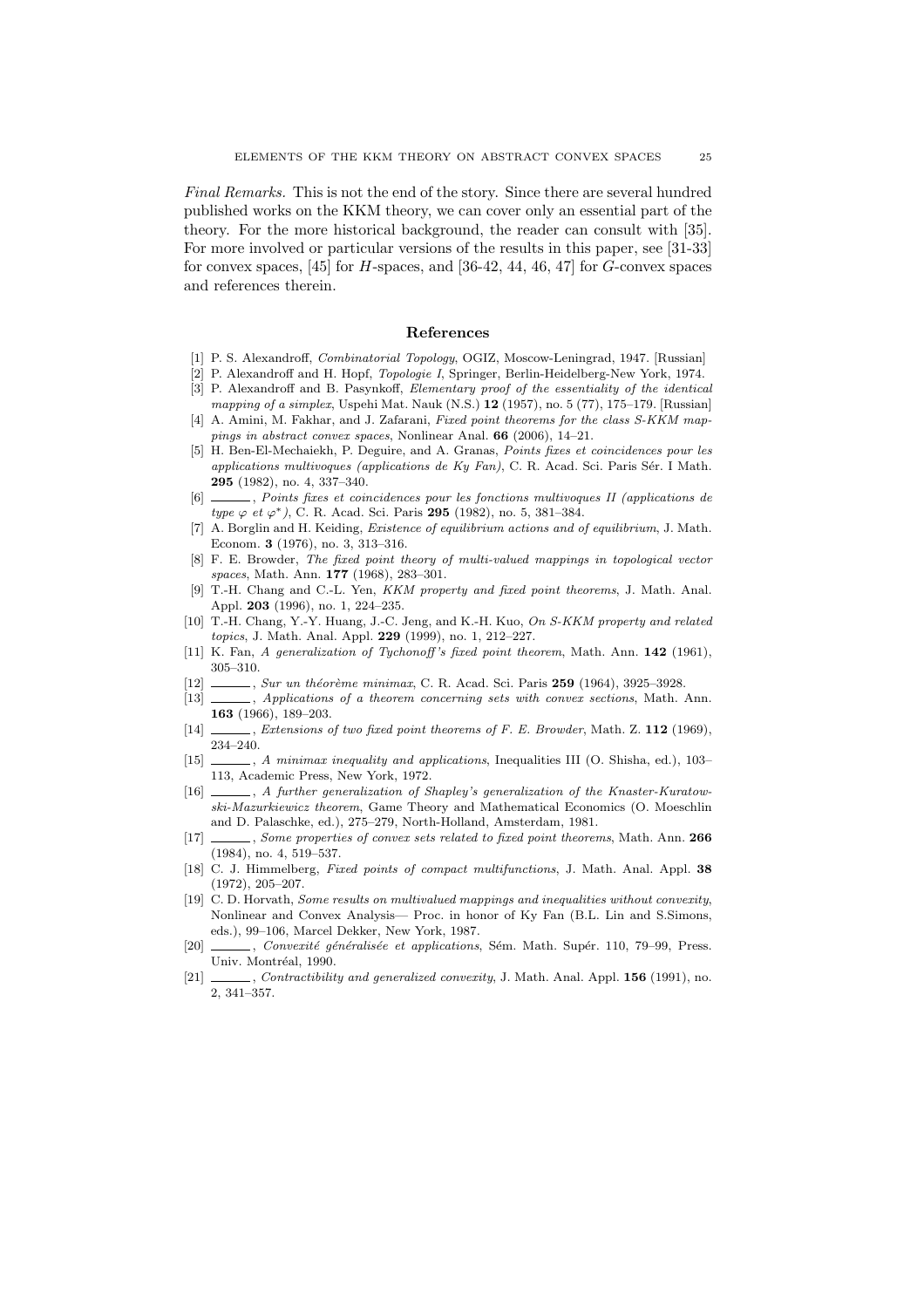*Final Remarks.* This is not the end of the story. Since there are several hundred published works on the KKM theory, we can cover only an essential part of the theory. For the more historical background, the reader can consult with [35]. For more involved or particular versions of the results in this paper, see [31-33] for convex spaces, [45] for $H$-spaces, and [36-42, 44, 46, 47] for $G$-convex spaces and references therein.

## References

[1] P. S. Alexandroff, *Combinatorial Topology*, OGIZ, Moscow-Leningrad, 1947. [Russian]

[2] P. Alexandroff and H. Hopf, *Topologie I*, Springer, Berlin-Heidelberg-New York, 1974.

[3] P. Alexandroff and B. Pasynkoff, *Elementary proof of the essentiality of the identical mapping of a simplex*, Uspehi Mat. Nauk (N.S.) **12** (1957), no. 5 (77), 175–179. [Russian]

[4] A. Amini, M. Fakhar, and J. Zafarani, *Fixed point theorems for the class S-KKM mappings in abstract convex spaces*, Nonlinear Anal. **66** (2006), 14–21.

[5] H. Ben-El-Mechaiekh, P. Deguire, and A. Granas, *Points fixes et coincidences pour les applications multivoques (applications de Ky Fan)*, C. R. Acad. Sci. Paris Sér. I Math. **295** (1982), no. 4, 337–340.

[6] ______, *Points fixes et coincidences pour les fonctions multivoques II (applications de type $\varphi$ et $\varphi^*$)*, C. R. Acad. Sci. Paris **295** (1982), no. 5, 381–384.

[7] A. Borglin and H. Keiding, *Existence of equilibrium actions and of equilibrium*, J. Math. Econom. **3** (1976), no. 3, 313–316.

[8] F. E. Browder, *The fixed point theory of multi-valued mappings in topological vector spaces*, Math. Ann. **177** (1968), 283–301.

[9] T.-H. Chang and C.-L. Yen, *KKM property and fixed point theorems*, J. Math. Anal. Appl. **203** (1996), no. 1, 224–235.

[10] T.-H. Chang, Y.-Y. Huang, J.-C. Jeng, and K.-H. Kuo, *On S-KKM property and related topics*, J. Math. Anal. Appl. **229** (1999), no. 1, 212–227.

[11] K. Fan, *A generalization of Tychonoff's fixed point theorem*, Math. Ann. **142** (1961), 305–310.

[12] ______, *Sur un théorème minimax*, C. R. Acad. Sci. Paris **259** (1964), 3925–3928.

[13] ______, *Applications of a theorem concerning sets with convex sections*, Math. Ann. **163** (1966), 189–203.

[14] ______, *Extensions of two fixed point theorems of F. E. Browder*, Math. Z. **112** (1969), 234–240.

[15] ______, *A minimax inequality and applications*, Inequalities III (O. Shisha, ed.), 103–113, Academic Press, New York, 1972.

[16] ______, *A further generalization of Shapley's generalization of the Knaster-Kuratowski-Mazurkiewicz theorem*, Game Theory and Mathematical Economics (O. Moeschlin and D. Palaschke, ed.), 275–279, North-Holland, Amsterdam, 1981.

[17] ______, *Some properties of convex sets related to fixed point theorems*, Math. Ann. **266** (1984), no. 4, 519–537.

[18] C. J. Himmelberg, *Fixed points of compact multifunctions*, J. Math. Anal. Appl. **38** (1972), 205–207.

[19] C. D. Horvath, *Some results on multivalued mappings and inequalities without convexity*, Nonlinear and Convex Analysis— Proc. in honor of Ky Fan (B.L. Lin and S.Simons, eds.), 99–106, Marcel Dekker, New York, 1987.

[20] ______, *Convexité généralisée et applications*, Sém. Math. Supér. 110, 79–99, Press. Univ. Montréal, 1990.

[21] ______, *Contractibility and generalized convexity*, J. Math. Anal. Appl. **156** (1991), no. 2, 341–357.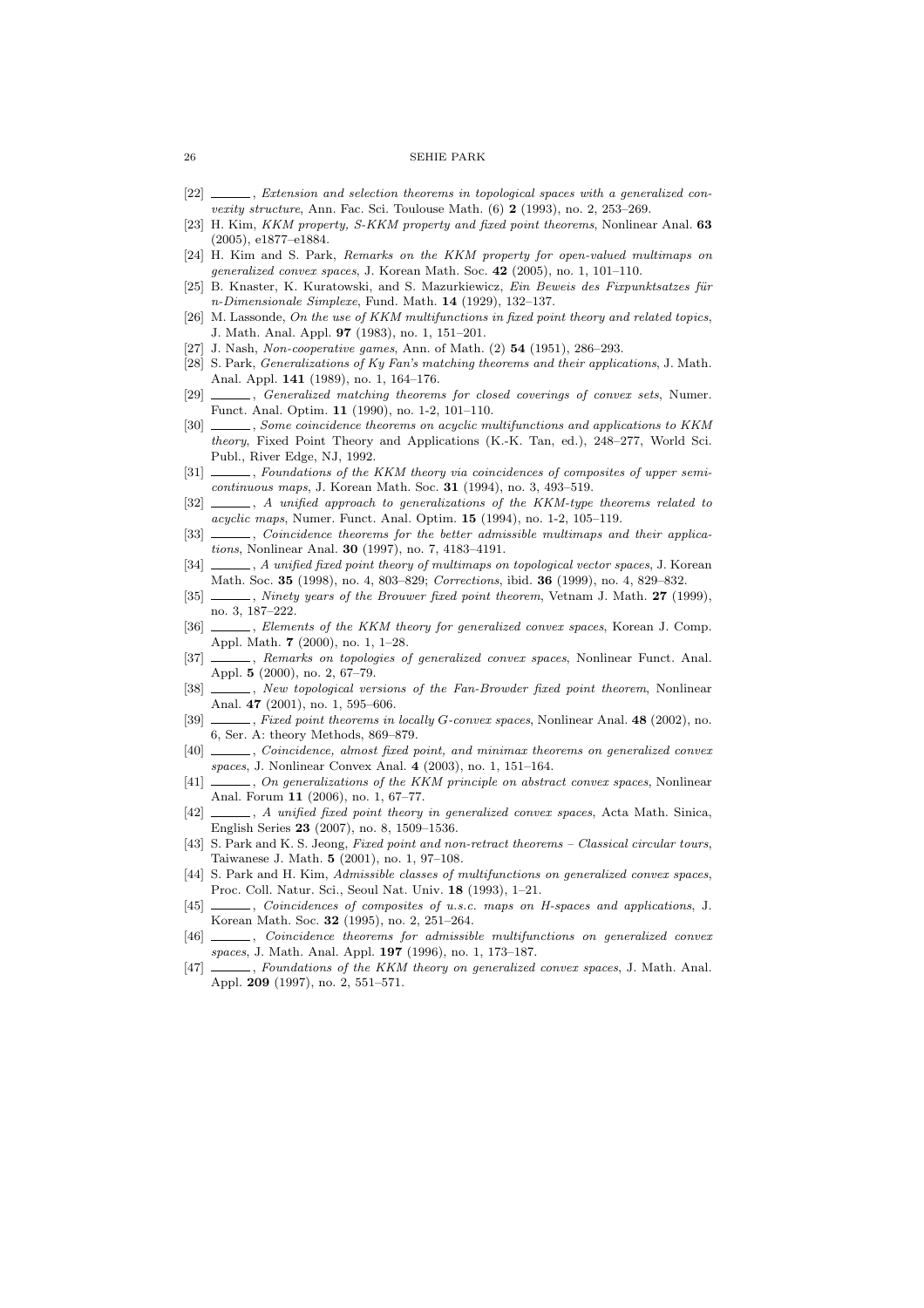[22] ______, *Extension and selection theorems in topological spaces with a generalized convexity structure*, Ann. Fac. Sci. Toulouse Math. (6) **2** (1993), no. 2, 253–269.

[23] H. Kim, *KKM property, S-KKM property and fixed point theorems*, Nonlinear Anal. **63** (2005), e1877–e1884.

[24] H. Kim and S. Park, *Remarks on the KKM property for open-valued multimaps on generalized convex spaces*, J. Korean Math. Soc. **42** (2005), no. 1, 101–110.

[25] B. Knaster, K. Kuratowski, and S. Mazurkiewicz, *Ein Beweis des Fixpunktsatzes für n-Dimensionale Simplexe*, Fund. Math. **14** (1929), 132–137.

[26] M. Lassonde, *On the use of KKM multifunctions in fixed point theory and related topics*, J. Math. Anal. Appl. **97** (1983), no. 1, 151–201.

[27] J. Nash, *Non-cooperative games*, Ann. of Math. (2) **54** (1951), 286–293.

[28] S. Park, *Generalizations of Ky Fan's matching theorems and their applications*, J. Math. Anal. Appl. **141** (1989), no. 1, 164–176.

[29] ______, *Generalized matching theorems for closed coverings of convex sets*, Numer. Funct. Anal. Optim. **11** (1990), no. 1-2, 101–110.

[30] ______, *Some coincidence theorems on acyclic multifunctions and applications to KKM theory*, Fixed Point Theory and Applications (K.-K. Tan, ed.), 248–277, World Sci. Publ., River Edge, NJ, 1992.

[31] ______, *Foundations of the KKM theory via coincidences of composites of upper semicontinuous maps*, J. Korean Math. Soc. **31** (1994), no. 3, 493–519.

[32] ______, *A unified approach to generalizations of the KKM-type theorems related to acyclic maps*, Numer. Funct. Anal. Optim. **15** (1994), no. 1-2, 105–119.

[33] ______, *Coincidence theorems for the better admissible multimaps and their applications*, Nonlinear Anal. **30** (1997), no. 7, 4183–4191.

[34] ______, *A unified fixed point theory of multimaps on topological vector spaces*, J. Korean Math. Soc. **35** (1998), no. 4, 803–829; *Corrections*, ibid. **36** (1999), no. 4, 829–832.

[35] ______, *Ninety years of the Brouwer fixed point theorem*, Vetnam J. Math. **27** (1999), no. 3, 187–222.

[36] ______, *Elements of the KKM theory for generalized convex spaces*, Korean J. Comp. Appl. Math. **7** (2000), no. 1, 1–28.

[37] ______, *Remarks on topologies of generalized convex spaces*, Nonlinear Funct. Anal. Appl. **5** (2000), no. 2, 67–79.

[38] ______, *New topological versions of the Fan-Browder fixed point theorem*, Nonlinear Anal. **47** (2001), no. 1, 595–606.

[39] ______, *Fixed point theorems in locally G-convex spaces*, Nonlinear Anal. **48** (2002), no. 6, Ser. A: theory Methods, 869–879.

[40] ______, *Coincidence, almost fixed point, and minimax theorems on generalized convex spaces*, J. Nonlinear Convex Anal. **4** (2003), no. 1, 151–164.

[41] ______, *On generalizations of the KKM principle on abstract convex spaces*, Nonlinear Anal. Forum **11** (2006), no. 1, 67–77.

[42] ______, *A unified fixed point theory in generalized convex spaces*, Acta Math. Sinica, English Series **23** (2007), no. 8, 1509–1536.

[43] S. Park and K. S. Jeong, *Fixed point and non-retract theorems – Classical circular tours*, Taiwanese J. Math. **5** (2001), no. 1, 97–108.

[44] S. Park and H. Kim, *Admissible classes of multifunctions on generalized convex spaces*, Proc. Coll. Natur. Sci., Seoul Nat. Univ. **18** (1993), 1–21.

[45] ______, *Coincidences of composites of u.s.c. maps on H-spaces and applications*, J. Korean Math. Soc. **32** (1995), no. 2, 251–264.

[46] ______, *Coincidence theorems for admissible multifunctions on generalized convex spaces*, J. Math. Anal. Appl. **197** (1996), no. 1, 173–187.

[47] ______, *Foundations of the KKM theory on generalized convex spaces*, J. Math. Anal. Appl. **209** (1997), no. 2, 551–571.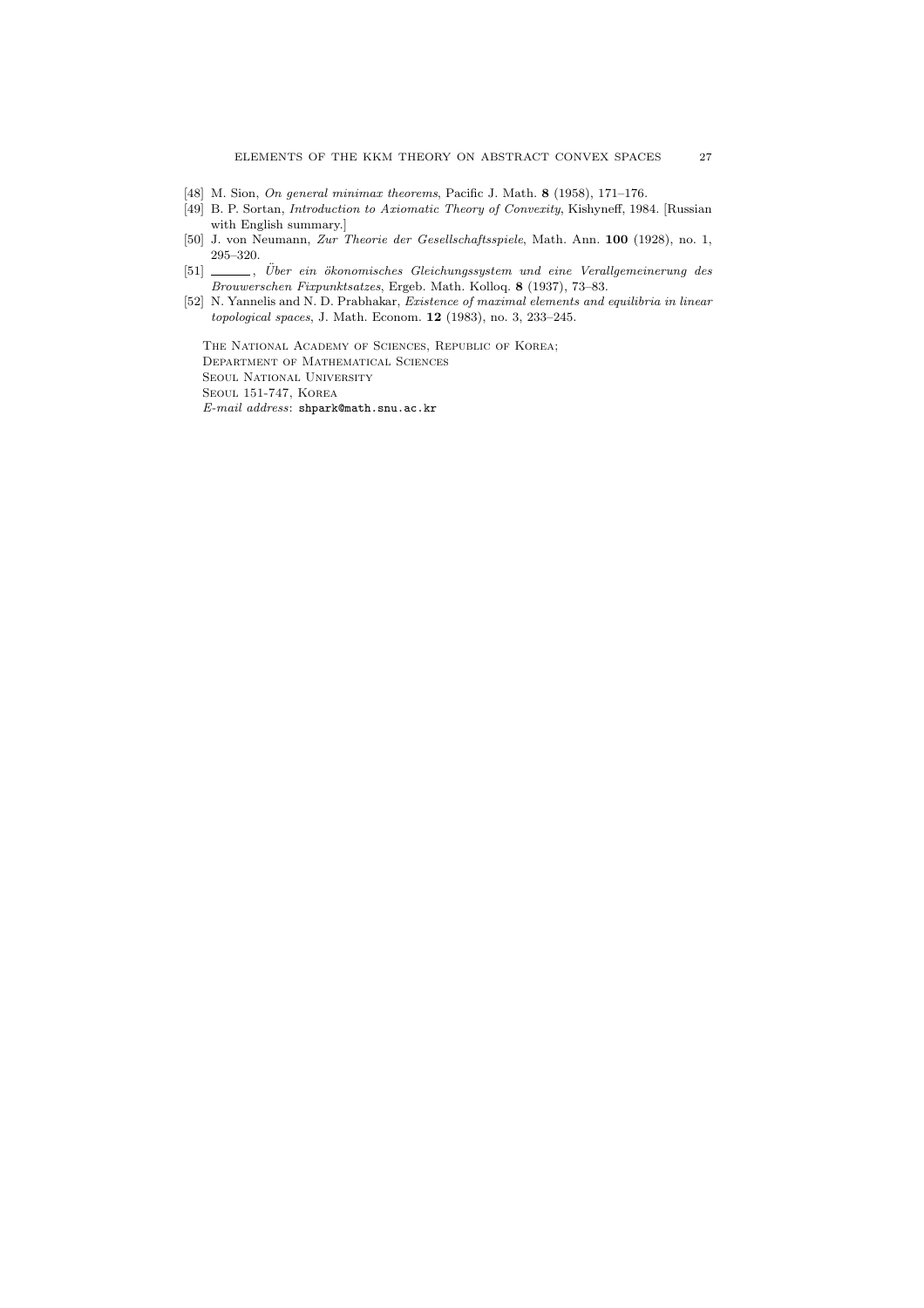[48] M. Sion, *On general minimax theorems*, Pacific J. Math. **8** (1958), 171–176.

[49] B. P. Sortan, *Introduction to Axiomatic Theory of Convexity*, Kishyneff, 1984. [Russian with English summary.]

[50] J. von Neumann, *Zur Theorie der Gesellschaftsspiele*, Math. Ann. **100** (1928), no. 1, 295–320.

[51] ______, *Über ein ökonomisches Gleichungssystem und eine Verallgemeinerung des Brouwerschen Fixpunktsatzes*, Ergeb. Math. Kolloq. **8** (1937), 73–83.

[52] N. Yannelis and N. D. Prabhakar, *Existence of maximal elements and equilibria in linear topological spaces*, J. Math. Econom. **12** (1983), no. 3, 233–245.

The National Academy of Sciences, Republic of Korea;
Department of Mathematical Sciences
Seoul National University
Seoul 151-747, Korea
*E-mail address*: `shpark@math.snu.ac.kr`